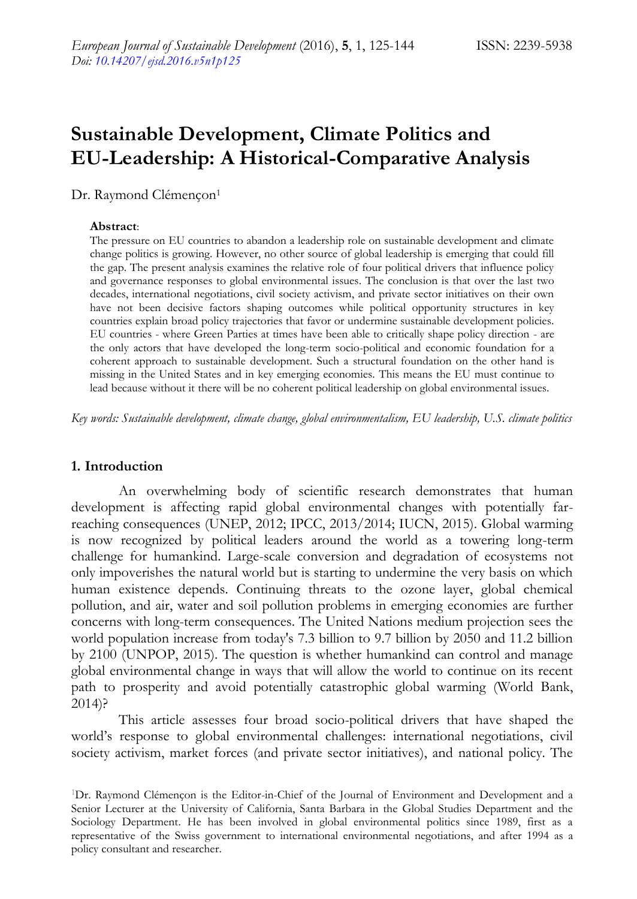European Journal of Sustainable Development (2016), 5, 1, 125-144 ISSN: 2239-5938
Doi: 10.14207/ejsd.2016.v5n1p125

# Sustainable Development, Climate Politics and EU-Leadership: A Historical-Comparative Analysis

Dr. Raymond Clémençon[1]

**Abstract**:

The pressure on EU countries to abandon a leadership role on sustainable development and climate change politics is growing. However, no other source of global leadership is emerging that could fill the gap. The present analysis examines the relative role of four political drivers that influence policy and governance responses to global environmental issues. The conclusion is that over the last two decades, international negotiations, civil society activism, and private sector initiatives on their own have not been decisive factors shaping outcomes while political opportunity structures in key countries explain broad policy trajectories that favor or undermine sustainable development policies. EU countries - where Green Parties at times have been able to critically shape policy direction - are the only actors that have developed the long-term socio-political and economic foundation for a coherent approach to sustainable development. Such a structural foundation on the other hand is missing in the United States and in key emerging economies. This means the EU must continue to lead because without it there will be no coherent political leadership on global environmental issues.

*Key words: Sustainable development, climate change, global environmentalism, EU leadership, U.S. climate politics*

## 1. Introduction

An overwhelming body of scientific research demonstrates that human development is affecting rapid global environmental changes with potentially far-reaching consequences (UNEP, 2012; IPCC, 2013/2014; IUCN, 2015). Global warming is now recognized by political leaders around the world as a towering long-term challenge for humankind. Large-scale conversion and degradation of ecosystems not only impoverishes the natural world but is starting to undermine the very basis on which human existence depends. Continuing threats to the ozone layer, global chemical pollution, and air, water and soil pollution problems in emerging economies are further concerns with long-term consequences. The United Nations medium projection sees the world population increase from today's 7.3 billion to 9.7 billion by 2050 and 11.2 billion by 2100 (UNPOP, 2015). The question is whether humankind can control and manage global environmental change in ways that will allow the world to continue on its recent path to prosperity and avoid potentially catastrophic global warming (World Bank, 2014)?

This article assesses four broad socio-political drivers that have shaped the world's response to global environmental challenges: international negotiations, civil society activism, market forces (and private sector initiatives), and national policy. The

[1]Dr. Raymond Clémençon is the Editor-in-Chief of the Journal of Environment and Development and a Senior Lecturer at the University of California, Santa Barbara in the Global Studies Department and the Sociology Department. He has been involved in global environmental politics since 1989, first as a representative of the Swiss government to international environmental negotiations, and after 1994 as a policy consultant and researcher.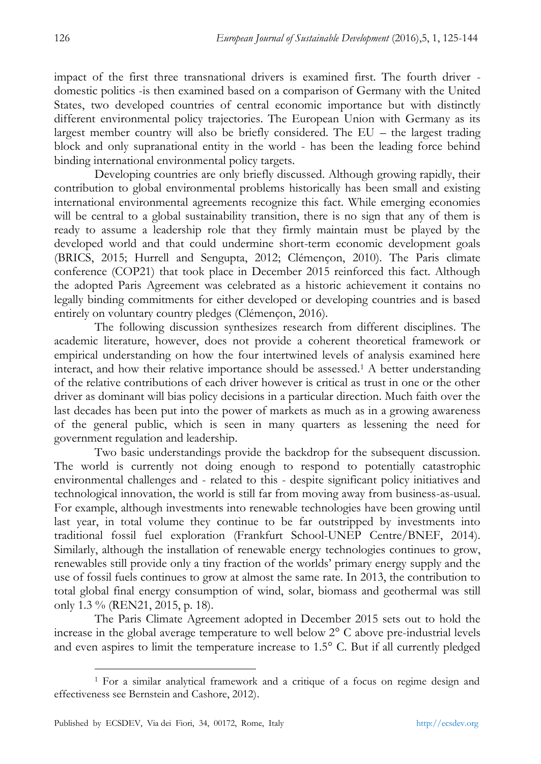impact of the first three transnational drivers is examined first. The fourth driver - domestic politics -is then examined based on a comparison of Germany with the United States, two developed countries of central economic importance but with distinctly different environmental policy trajectories. The European Union with Germany as its largest member country will also be briefly considered. The EU – the largest trading block and only supranational entity in the world - has been the leading force behind binding international environmental policy targets.

Developing countries are only briefly discussed. Although growing rapidly, their contribution to global environmental problems historically has been small and existing international environmental agreements recognize this fact. While emerging economies will be central to a global sustainability transition, there is no sign that any of them is ready to assume a leadership role that they firmly maintain must be played by the developed world and that could undermine short-term economic development goals (BRICS, 2015; Hurrell and Sengupta, 2012; Clémençon, 2010). The Paris climate conference (COP21) that took place in December 2015 reinforced this fact. Although the adopted Paris Agreement was celebrated as a historic achievement it contains no legally binding commitments for either developed or developing countries and is based entirely on voluntary country pledges (Clémençon, 2016).

The following discussion synthesizes research from different disciplines. The academic literature, however, does not provide a coherent theoretical framework or empirical understanding on how the four intertwined levels of analysis examined here interact, and how their relative importance should be assessed.[1] A better understanding of the relative contributions of each driver however is critical as trust in one or the other driver as dominant will bias policy decisions in a particular direction. Much faith over the last decades has been put into the power of markets as much as in a growing awareness of the general public, which is seen in many quarters as lessening the need for government regulation and leadership.

Two basic understandings provide the backdrop for the subsequent discussion. The world is currently not doing enough to respond to potentially catastrophic environmental challenges and - related to this - despite significant policy initiatives and technological innovation, the world is still far from moving away from business-as-usual. For example, although investments into renewable technologies have been growing until last year, in total volume they continue to be far outstripped by investments into traditional fossil fuel exploration (Frankfurt School-UNEP Centre/BNEF, 2014). Similarly, although the installation of renewable energy technologies continues to grow, renewables still provide only a tiny fraction of the worlds' primary energy supply and the use of fossil fuels continues to grow at almost the same rate. In 2013, the contribution to total global final energy consumption of wind, solar, biomass and geothermal was still only 1.3 % (REN21, 2015, p. 18).

The Paris Climate Agreement adopted in December 2015 sets out to hold the increase in the global average temperature to well below 2° C above pre-industrial levels and even aspires to limit the temperature increase to 1.5° C. But if all currently pledged

[1] For a similar analytical framework and a critique of a focus on regime design and effectiveness see Bernstein and Cashore, 2012).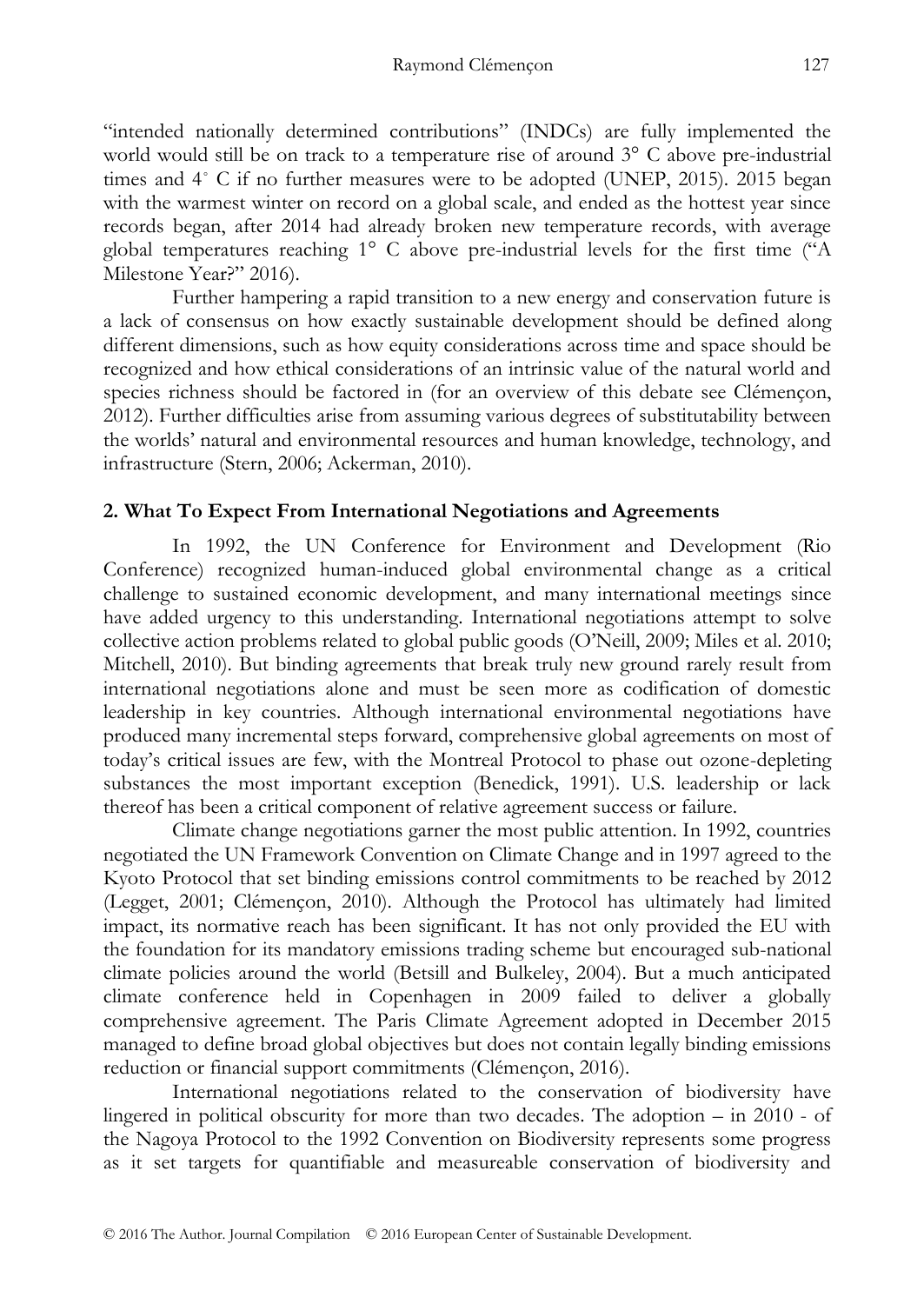"intended nationally determined contributions" (INDCs) are fully implemented the world would still be on track to a temperature rise of around 3° C above pre-industrial times and 4° C if no further measures were to be adopted (UNEP, 2015). 2015 began with the warmest winter on record on a global scale, and ended as the hottest year since records began, after 2014 had already broken new temperature records, with average global temperatures reaching 1° C above pre-industrial levels for the first time ("A Milestone Year?" 2016).

Further hampering a rapid transition to a new energy and conservation future is a lack of consensus on how exactly sustainable development should be defined along different dimensions, such as how equity considerations across time and space should be recognized and how ethical considerations of an intrinsic value of the natural world and species richness should be factored in (for an overview of this debate see Clémençon, 2012). Further difficulties arise from assuming various degrees of substitutability between the worlds' natural and environmental resources and human knowledge, technology, and infrastructure (Stern, 2006; Ackerman, 2010).

## 2. What To Expect From International Negotiations and Agreements

In 1992, the UN Conference for Environment and Development (Rio Conference) recognized human-induced global environmental change as a critical challenge to sustained economic development, and many international meetings since have added urgency to this understanding. International negotiations attempt to solve collective action problems related to global public goods (O'Neill, 2009; Miles et al. 2010; Mitchell, 2010). But binding agreements that break truly new ground rarely result from international negotiations alone and must be seen more as codification of domestic leadership in key countries. Although international environmental negotiations have produced many incremental steps forward, comprehensive global agreements on most of today's critical issues are few, with the Montreal Protocol to phase out ozone-depleting substances the most important exception (Benedick, 1991). U.S. leadership or lack thereof has been a critical component of relative agreement success or failure.

Climate change negotiations garner the most public attention. In 1992, countries negotiated the UN Framework Convention on Climate Change and in 1997 agreed to the Kyoto Protocol that set binding emissions control commitments to be reached by 2012 (Legget, 2001; Clémençon, 2010). Although the Protocol has ultimately had limited impact, its normative reach has been significant. It has not only provided the EU with the foundation for its mandatory emissions trading scheme but encouraged sub-national climate policies around the world (Betsill and Bulkeley, 2004). But a much anticipated climate conference held in Copenhagen in 2009 failed to deliver a globally comprehensive agreement. The Paris Climate Agreement adopted in December 2015 managed to define broad global objectives but does not contain legally binding emissions reduction or financial support commitments (Clémençon, 2016).

International negotiations related to the conservation of biodiversity have lingered in political obscurity for more than two decades. The adoption – in 2010 - of the Nagoya Protocol to the 1992 Convention on Biodiversity represents some progress as it set targets for quantifiable and measureable conservation of biodiversity and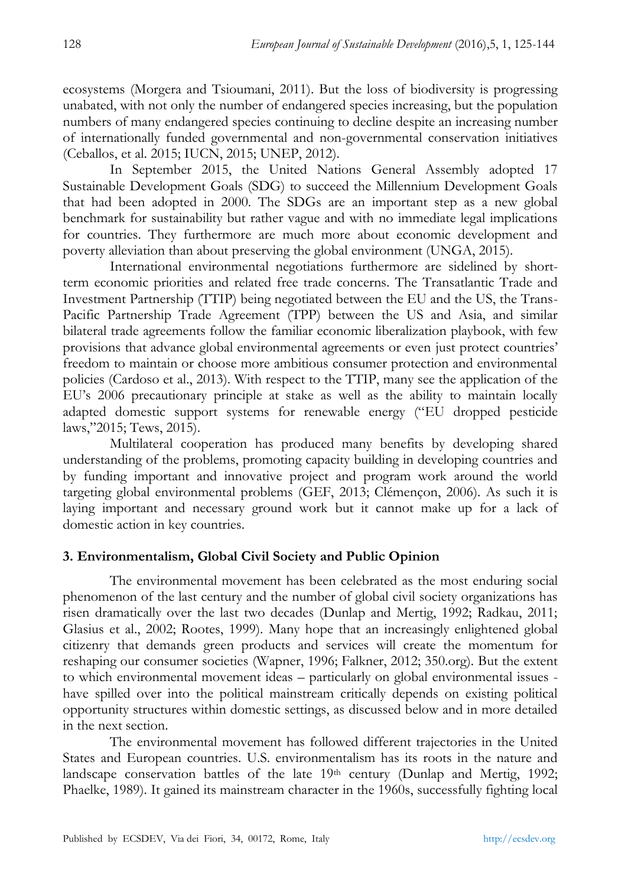ecosystems (Morgera and Tsioumani, 2011). But the loss of biodiversity is progressing unabated, with not only the number of endangered species increasing, but the population numbers of many endangered species continuing to decline despite an increasing number of internationally funded governmental and non-governmental conservation initiatives (Ceballos, et al. 2015; IUCN, 2015; UNEP, 2012).

In September 2015, the United Nations General Assembly adopted 17 Sustainable Development Goals (SDG) to succeed the Millennium Development Goals that had been adopted in 2000. The SDGs are an important step as a new global benchmark for sustainability but rather vague and with no immediate legal implications for countries. They furthermore are much more about economic development and poverty alleviation than about preserving the global environment (UNGA, 2015).

International environmental negotiations furthermore are sidelined by short-term economic priorities and related free trade concerns. The Transatlantic Trade and Investment Partnership (TTIP) being negotiated between the EU and the US, the Trans-Pacific Partnership Trade Agreement (TPP) between the US and Asia, and similar bilateral trade agreements follow the familiar economic liberalization playbook, with few provisions that advance global environmental agreements or even just protect countries' freedom to maintain or choose more ambitious consumer protection and environmental policies (Cardoso et al., 2013). With respect to the TTIP, many see the application of the EU's 2006 precautionary principle at stake as well as the ability to maintain locally adapted domestic support systems for renewable energy ("EU dropped pesticide laws,"2015; Tews, 2015).

Multilateral cooperation has produced many benefits by developing shared understanding of the problems, promoting capacity building in developing countries and by funding important and innovative project and program work around the world targeting global environmental problems (GEF, 2013; Clémençon, 2006). As such it is laying important and necessary ground work but it cannot make up for a lack of domestic action in key countries.

## 3. Environmentalism, Global Civil Society and Public Opinion

The environmental movement has been celebrated as the most enduring social phenomenon of the last century and the number of global civil society organizations has risen dramatically over the last two decades (Dunlap and Mertig, 1992; Radkau, 2011; Glasius et al., 2002; Rootes, 1999). Many hope that an increasingly enlightened global citizenry that demands green products and services will create the momentum for reshaping our consumer societies (Wapner, 1996; Falkner, 2012; 350.org). But the extent to which environmental movement ideas – particularly on global environmental issues - have spilled over into the political mainstream critically depends on existing political opportunity structures within domestic settings, as discussed below and in more detailed in the next section.

The environmental movement has followed different trajectories in the United States and European countries. U.S. environmentalism has its roots in the nature and landscape conservation battles of the late 19th century (Dunlap and Mertig, 1992; Phaelke, 1989). It gained its mainstream character in the 1960s, successfully fighting local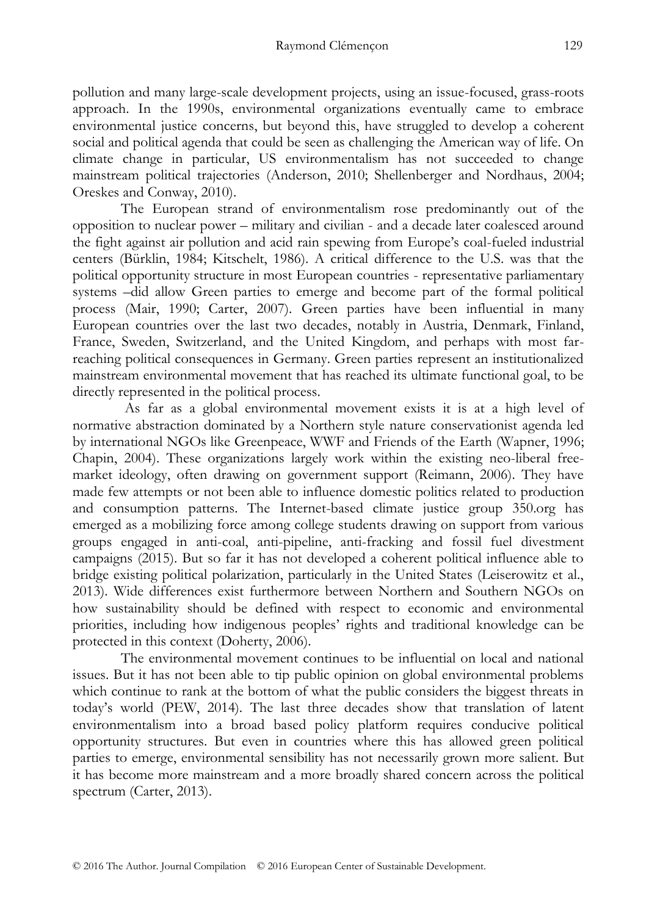pollution and many large-scale development projects, using an issue-focused, grass-roots approach. In the 1990s, environmental organizations eventually came to embrace environmental justice concerns, but beyond this, have struggled to develop a coherent social and political agenda that could be seen as challenging the American way of life. On climate change in particular, US environmentalism has not succeeded to change mainstream political trajectories (Anderson, 2010; Shellenberger and Nordhaus, 2004; Oreskes and Conway, 2010).

The European strand of environmentalism rose predominantly out of the opposition to nuclear power – military and civilian - and a decade later coalesced around the fight against air pollution and acid rain spewing from Europe's coal-fueled industrial centers (Bürklin, 1984; Kitschelt, 1986). A critical difference to the U.S. was that the political opportunity structure in most European countries - representative parliamentary systems –did allow Green parties to emerge and become part of the formal political process (Mair, 1990; Carter, 2007). Green parties have been influential in many European countries over the last two decades, notably in Austria, Denmark, Finland, France, Sweden, Switzerland, and the United Kingdom, and perhaps with most far-reaching political consequences in Germany. Green parties represent an institutionalized mainstream environmental movement that has reached its ultimate functional goal, to be directly represented in the political process.

As far as a global environmental movement exists it is at a high level of normative abstraction dominated by a Northern style nature conservationist agenda led by international NGOs like Greenpeace, WWF and Friends of the Earth (Wapner, 1996; Chapin, 2004). These organizations largely work within the existing neo-liberal free-market ideology, often drawing on government support (Reimann, 2006). They have made few attempts or not been able to influence domestic politics related to production and consumption patterns. The Internet-based climate justice group 350.org has emerged as a mobilizing force among college students drawing on support from various groups engaged in anti-coal, anti-pipeline, anti-fracking and fossil fuel divestment campaigns (2015). But so far it has not developed a coherent political influence able to bridge existing political polarization, particularly in the United States (Leiserowitz et al., 2013). Wide differences exist furthermore between Northern and Southern NGOs on how sustainability should be defined with respect to economic and environmental priorities, including how indigenous peoples' rights and traditional knowledge can be protected in this context (Doherty, 2006).

The environmental movement continues to be influential on local and national issues. But it has not been able to tip public opinion on global environmental problems which continue to rank at the bottom of what the public considers the biggest threats in today's world (PEW, 2014). The last three decades show that translation of latent environmentalism into a broad based policy platform requires conducive political opportunity structures. But even in countries where this has allowed green political parties to emerge, environmental sensibility has not necessarily grown more salient. But it has become more mainstream and a more broadly shared concern across the political spectrum (Carter, 2013).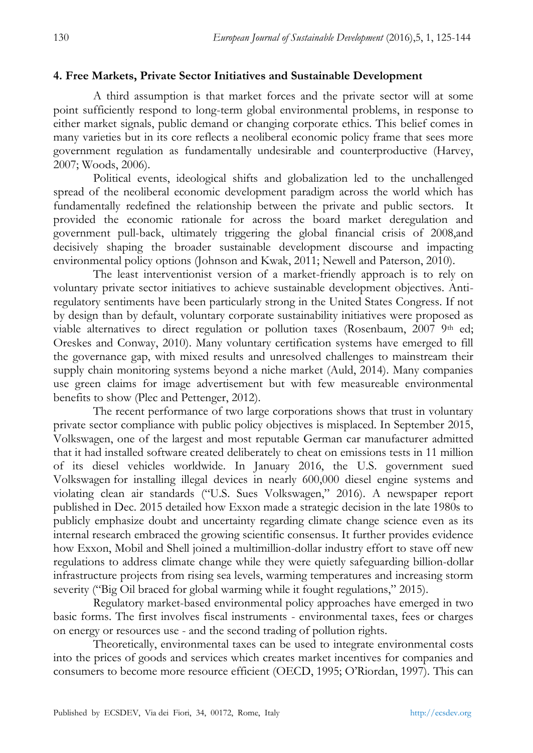## 4. Free Markets, Private Sector Initiatives and Sustainable Development

A third assumption is that market forces and the private sector will at some point sufficiently respond to long-term global environmental problems, in response to either market signals, public demand or changing corporate ethics. This belief comes in many varieties but in its core reflects a neoliberal economic policy frame that sees more government regulation as fundamentally undesirable and counterproductive (Harvey, 2007; Woods, 2006).

Political events, ideological shifts and globalization led to the unchallenged spread of the neoliberal economic development paradigm across the world which has fundamentally redefined the relationship between the private and public sectors. It provided the economic rationale for across the board market deregulation and government pull-back, ultimately triggering the global financial crisis of 2008,and decisively shaping the broader sustainable development discourse and impacting environmental policy options (Johnson and Kwak, 2011; Newell and Paterson, 2010).

The least interventionist version of a market-friendly approach is to rely on voluntary private sector initiatives to achieve sustainable development objectives. Anti-regulatory sentiments have been particularly strong in the United States Congress. If not by design than by default, voluntary corporate sustainability initiatives were proposed as viable alternatives to direct regulation or pollution taxes (Rosenbaum, 2007 9th ed; Oreskes and Conway, 2010). Many voluntary certification systems have emerged to fill the governance gap, with mixed results and unresolved challenges to mainstream their supply chain monitoring systems beyond a niche market (Auld, 2014). Many companies use green claims for image advertisement but with few measureable environmental benefits to show (Plec and Pettenger, 2012).

The recent performance of two large corporations shows that trust in voluntary private sector compliance with public policy objectives is misplaced. In September 2015, Volkswagen, one of the largest and most reputable German car manufacturer admitted that it had installed software created deliberately to cheat on emissions tests in 11 million of its diesel vehicles worldwide. In January 2016, the U.S. government sued Volkswagen for installing illegal devices in nearly 600,000 diesel engine systems and violating clean air standards ("U.S. Sues Volkswagen," 2016). A newspaper report published in Dec. 2015 detailed how Exxon made a strategic decision in the late 1980s to publicly emphasize doubt and uncertainty regarding climate change science even as its internal research embraced the growing scientific consensus. It further provides evidence how Exxon, Mobil and Shell joined a multimillion-dollar industry effort to stave off new regulations to address climate change while they were quietly safeguarding billion-dollar infrastructure projects from rising sea levels, warming temperatures and increasing storm severity ("Big Oil braced for global warming while it fought regulations," 2015).

Regulatory market-based environmental policy approaches have emerged in two basic forms. The first involves fiscal instruments - environmental taxes, fees or charges on energy or resources use - and the second trading of pollution rights.

Theoretically, environmental taxes can be used to integrate environmental costs into the prices of goods and services which creates market incentives for companies and consumers to become more resource efficient (OECD, 1995; O'Riordan, 1997). This can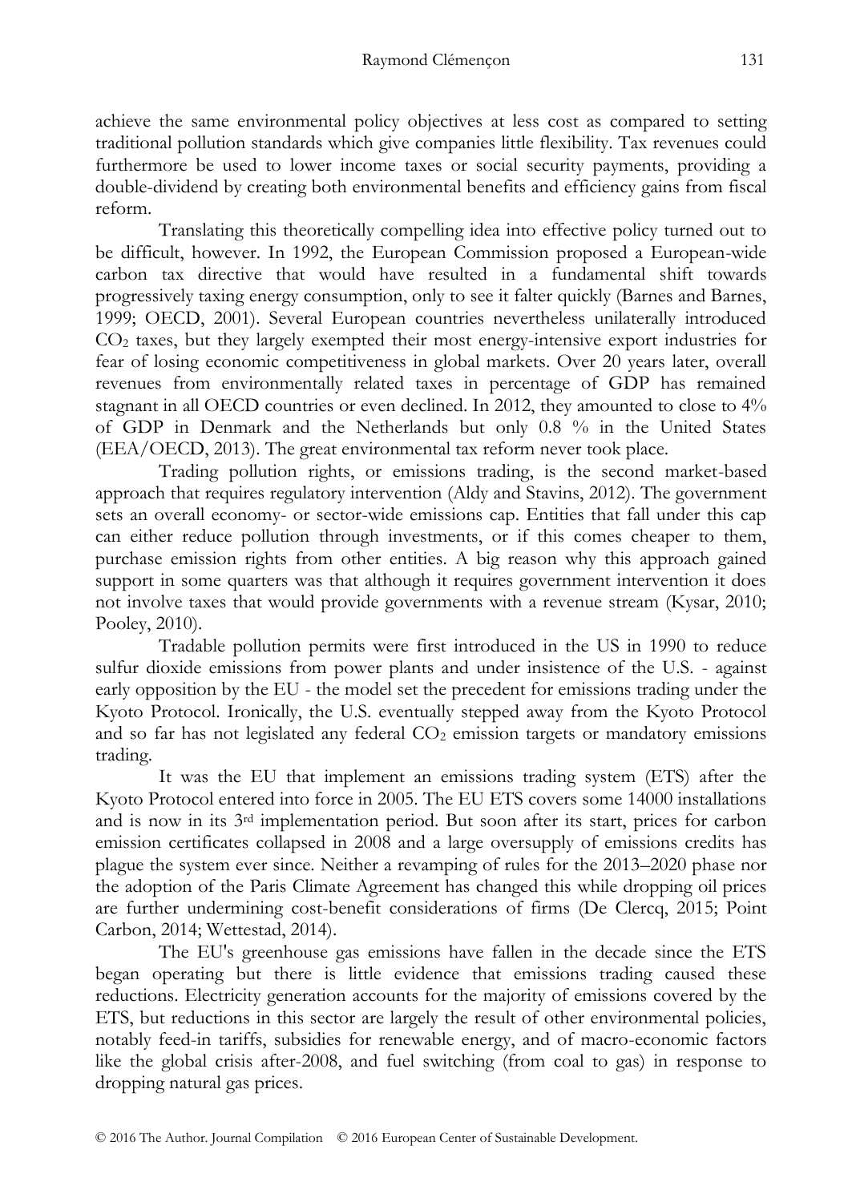achieve the same environmental policy objectives at less cost as compared to setting traditional pollution standards which give companies little flexibility. Tax revenues could furthermore be used to lower income taxes or social security payments, providing a double-dividend by creating both environmental benefits and efficiency gains from fiscal reform.

Translating this theoretically compelling idea into effective policy turned out to be difficult, however. In 1992, the European Commission proposed a European-wide carbon tax directive that would have resulted in a fundamental shift towards progressively taxing energy consumption, only to see it falter quickly (Barnes and Barnes, 1999; OECD, 2001). Several European countries nevertheless unilaterally introduced $CO_2$ taxes, but they largely exempted their most energy-intensive export industries for fear of losing economic competitiveness in global markets. Over 20 years later, overall revenues from environmentally related taxes in percentage of GDP has remained stagnant in all OECD countries or even declined. In 2012, they amounted to close to 4% of GDP in Denmark and the Netherlands but only 0.8 % in the United States (EEA/OECD, 2013). The great environmental tax reform never took place.

Trading pollution rights, or emissions trading, is the second market-based approach that requires regulatory intervention (Aldy and Stavins, 2012). The government sets an overall economy- or sector-wide emissions cap. Entities that fall under this cap can either reduce pollution through investments, or if this comes cheaper to them, purchase emission rights from other entities. A big reason why this approach gained support in some quarters was that although it requires government intervention it does not involve taxes that would provide governments with a revenue stream (Kysar, 2010; Pooley, 2010).

Tradable pollution permits were first introduced in the US in 1990 to reduce sulfur dioxide emissions from power plants and under insistence of the U.S. - against early opposition by the EU - the model set the precedent for emissions trading under the Kyoto Protocol. Ironically, the U.S. eventually stepped away from the Kyoto Protocol and so far has not legislated any federal $CO_2$ emission targets or mandatory emissions trading.

It was the EU that implement an emissions trading system (ETS) after the Kyoto Protocol entered into force in 2005. The EU ETS covers some 14000 installations and is now in its 3rd implementation period. But soon after its start, prices for carbon emission certificates collapsed in 2008 and a large oversupply of emissions credits has plague the system ever since. Neither a revamping of rules for the 2013–2020 phase nor the adoption of the Paris Climate Agreement has changed this while dropping oil prices are further undermining cost-benefit considerations of firms (De Clercq, 2015; Point Carbon, 2014; Wettestad, 2014).

The EU's greenhouse gas emissions have fallen in the decade since the ETS began operating but there is little evidence that emissions trading caused these reductions. Electricity generation accounts for the majority of emissions covered by the ETS, but reductions in this sector are largely the result of other environmental policies, notably feed-in tariffs, subsidies for renewable energy, and of macro-economic factors like the global crisis after-2008, and fuel switching (from coal to gas) in response to dropping natural gas prices.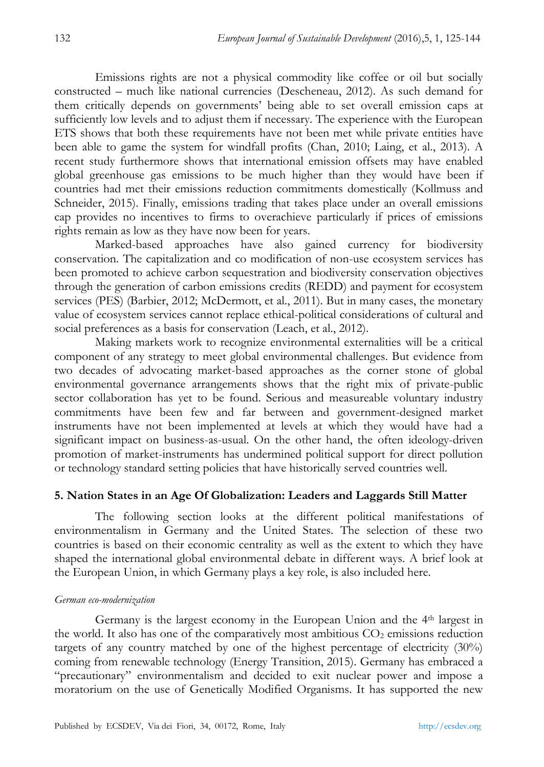Emissions rights are not a physical commodity like coffee or oil but socially constructed – much like national currencies (Descheneau, 2012). As such demand for them critically depends on governments' being able to set overall emission caps at sufficiently low levels and to adjust them if necessary. The experience with the European ETS shows that both these requirements have not been met while private entities have been able to game the system for windfall profits (Chan, 2010; Laing, et al., 2013). A recent study furthermore shows that international emission offsets may have enabled global greenhouse gas emissions to be much higher than they would have been if countries had met their emissions reduction commitments domestically (Kollmuss and Schneider, 2015). Finally, emissions trading that takes place under an overall emissions cap provides no incentives to firms to overachieve particularly if prices of emissions rights remain as low as they have now been for years.

Marked-based approaches have also gained currency for biodiversity conservation. The capitalization and co modification of non-use ecosystem services has been promoted to achieve carbon sequestration and biodiversity conservation objectives through the generation of carbon emissions credits (REDD) and payment for ecosystem services (PES) (Barbier, 2012; McDermott, et al., 2011). But in many cases, the monetary value of ecosystem services cannot replace ethical-political considerations of cultural and social preferences as a basis for conservation (Leach, et al., 2012).

Making markets work to recognize environmental externalities will be a critical component of any strategy to meet global environmental challenges. But evidence from two decades of advocating market-based approaches as the corner stone of global environmental governance arrangements shows that the right mix of private-public sector collaboration has yet to be found. Serious and measureable voluntary industry commitments have been few and far between and government-designed market instruments have not been implemented at levels at which they would have had a significant impact on business-as-usual. On the other hand, the often ideology-driven promotion of market-instruments has undermined political support for direct pollution or technology standard setting policies that have historically served countries well.

## 5. Nation States in an Age Of Globalization: Leaders and Laggards Still Matter

The following section looks at the different political manifestations of environmentalism in Germany and the United States. The selection of these two countries is based on their economic centrality as well as the extent to which they have shaped the international global environmental debate in different ways. A brief look at the European Union, in which Germany plays a key role, is also included here.

*German eco-modernization*

Germany is the largest economy in the European Union and the 4th largest in the world. It also has one of the comparatively most ambitious $CO_2$ emissions reduction targets of any country matched by one of the highest percentage of electricity (30%) coming from renewable technology (Energy Transition, 2015). Germany has embraced a "precautionary" environmentalism and decided to exit nuclear power and impose a moratorium on the use of Genetically Modified Organisms. It has supported the new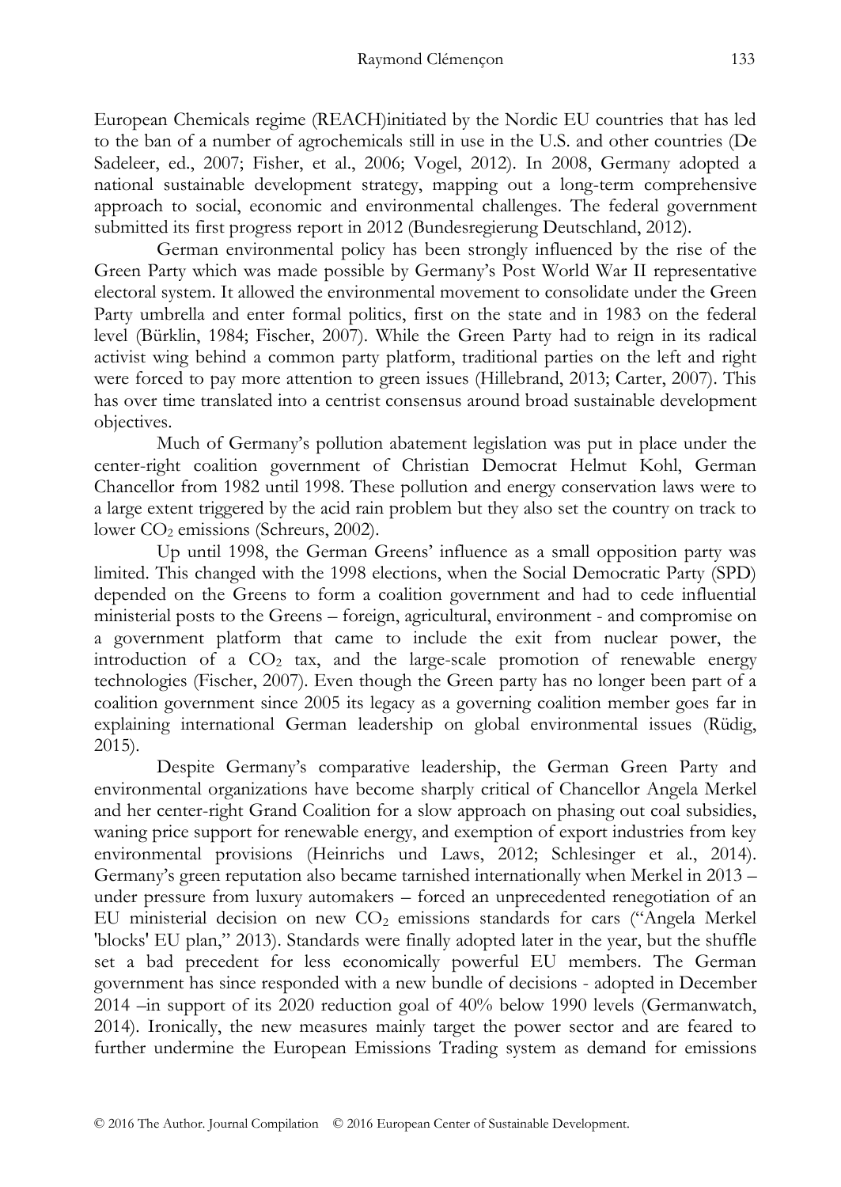European Chemicals regime (REACH)initiated by the Nordic EU countries that has led to the ban of a number of agrochemicals still in use in the U.S. and other countries (De Sadeleer, ed., 2007; Fisher, et al., 2006; Vogel, 2012). In 2008, Germany adopted a national sustainable development strategy, mapping out a long-term comprehensive approach to social, economic and environmental challenges. The federal government submitted its first progress report in 2012 (Bundesregierung Deutschland, 2012).

German environmental policy has been strongly influenced by the rise of the Green Party which was made possible by Germany's Post World War II representative electoral system. It allowed the environmental movement to consolidate under the Green Party umbrella and enter formal politics, first on the state and in 1983 on the federal level (Bürklin, 1984; Fischer, 2007). While the Green Party had to reign in its radical activist wing behind a common party platform, traditional parties on the left and right were forced to pay more attention to green issues (Hillebrand, 2013; Carter, 2007). This has over time translated into a centrist consensus around broad sustainable development objectives.

Much of Germany's pollution abatement legislation was put in place under the center-right coalition government of Christian Democrat Helmut Kohl, German Chancellor from 1982 until 1998. These pollution and energy conservation laws were to a large extent triggered by the acid rain problem but they also set the country on track to lower $CO_2$ emissions (Schreurs, 2002).

Up until 1998, the German Greens' influence as a small opposition party was limited. This changed with the 1998 elections, when the Social Democratic Party (SPD) depended on the Greens to form a coalition government and had to cede influential ministerial posts to the Greens – foreign, agricultural, environment - and compromise on a government platform that came to include the exit from nuclear power, the introduction of a $CO_2$ tax, and the large-scale promotion of renewable energy technologies (Fischer, 2007). Even though the Green party has no longer been part of a coalition government since 2005 its legacy as a governing coalition member goes far in explaining international German leadership on global environmental issues (Rüdig, 2015).

Despite Germany's comparative leadership, the German Green Party and environmental organizations have become sharply critical of Chancellor Angela Merkel and her center-right Grand Coalition for a slow approach on phasing out coal subsidies, waning price support for renewable energy, and exemption of export industries from key environmental provisions (Heinrichs und Laws, 2012; Schlesinger et al., 2014). Germany's green reputation also became tarnished internationally when Merkel in 2013 – under pressure from luxury automakers – forced an unprecedented renegotiation of an EU ministerial decision on new $CO_2$ emissions standards for cars ("Angela Merkel 'blocks' EU plan," 2013). Standards were finally adopted later in the year, but the shuffle set a bad precedent for less economically powerful EU members. The German government has since responded with a new bundle of decisions - adopted in December 2014 –in support of its 2020 reduction goal of 40% below 1990 levels (Germanwatch, 2014). Ironically, the new measures mainly target the power sector and are feared to further undermine the European Emissions Trading system as demand for emissions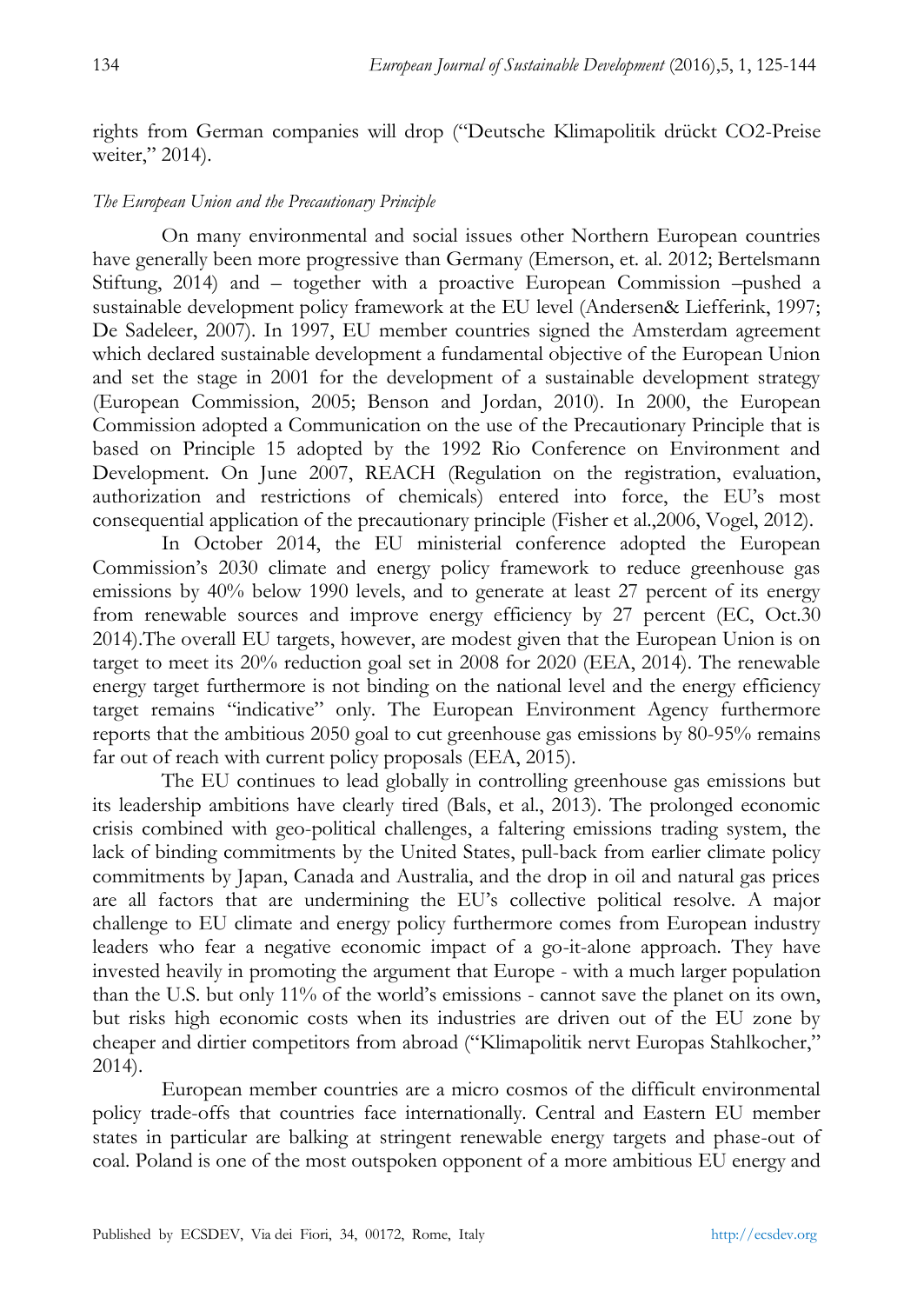rights from German companies will drop ("Deutsche Klimapolitik drückt CO2-Preise weiter," 2014).

*The European Union and the Precautionary Principle*

On many environmental and social issues other Northern European countries have generally been more progressive than Germany (Emerson, et. al. 2012; Bertelsmann Stiftung, 2014) and – together with a proactive European Commission –pushed a sustainable development policy framework at the EU level (Andersen& Liefferink, 1997; De Sadeleer, 2007). In 1997, EU member countries signed the Amsterdam agreement which declared sustainable development a fundamental objective of the European Union and set the stage in 2001 for the development of a sustainable development strategy (European Commission, 2005; Benson and Jordan, 2010). In 2000, the European Commission adopted a Communication on the use of the Precautionary Principle that is based on Principle 15 adopted by the 1992 Rio Conference on Environment and Development. On June 2007, REACH (Regulation on the registration, evaluation, authorization and restrictions of chemicals) entered into force, the EU's most consequential application of the precautionary principle (Fisher et al.,2006, Vogel, 2012).

In October 2014, the EU ministerial conference adopted the European Commission's 2030 climate and energy policy framework to reduce greenhouse gas emissions by 40% below 1990 levels, and to generate at least 27 percent of its energy from renewable sources and improve energy efficiency by 27 percent (EC, Oct.30 2014).The overall EU targets, however, are modest given that the European Union is on target to meet its 20% reduction goal set in 2008 for 2020 (EEA, 2014). The renewable energy target furthermore is not binding on the national level and the energy efficiency target remains "indicative" only. The European Environment Agency furthermore reports that the ambitious 2050 goal to cut greenhouse gas emissions by 80-95% remains far out of reach with current policy proposals (EEA, 2015).

The EU continues to lead globally in controlling greenhouse gas emissions but its leadership ambitions have clearly tired (Bals, et al., 2013). The prolonged economic crisis combined with geo-political challenges, a faltering emissions trading system, the lack of binding commitments by the United States, pull-back from earlier climate policy commitments by Japan, Canada and Australia, and the drop in oil and natural gas prices are all factors that are undermining the EU's collective political resolve. A major challenge to EU climate and energy policy furthermore comes from European industry leaders who fear a negative economic impact of a go-it-alone approach. They have invested heavily in promoting the argument that Europe - with a much larger population than the U.S. but only 11% of the world's emissions - cannot save the planet on its own, but risks high economic costs when its industries are driven out of the EU zone by cheaper and dirtier competitors from abroad ("Klimapolitik nervt Europas Stahlkocher," 2014).

European member countries are a micro cosmos of the difficult environmental policy trade-offs that countries face internationally. Central and Eastern EU member states in particular are balking at stringent renewable energy targets and phase-out of coal. Poland is one of the most outspoken opponent of a more ambitious EU energy and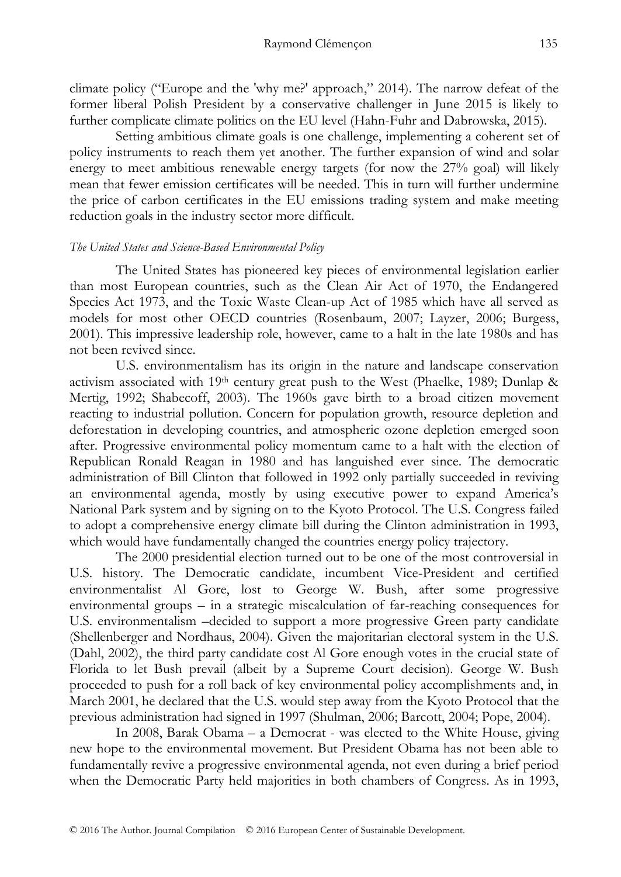climate policy ("Europe and the 'why me?' approach," 2014). The narrow defeat of the former liberal Polish President by a conservative challenger in June 2015 is likely to further complicate climate politics on the EU level (Hahn-Fuhr and Dabrowska, 2015).

Setting ambitious climate goals is one challenge, implementing a coherent set of policy instruments to reach them yet another. The further expansion of wind and solar energy to meet ambitious renewable energy targets (for now the 27% goal) will likely mean that fewer emission certificates will be needed. This in turn will further undermine the price of carbon certificates in the EU emissions trading system and make meeting reduction goals in the industry sector more difficult.

*The United States and Science-Based Environmental Policy*

The United States has pioneered key pieces of environmental legislation earlier than most European countries, such as the Clean Air Act of 1970, the Endangered Species Act 1973, and the Toxic Waste Clean-up Act of 1985 which have all served as models for most other OECD countries (Rosenbaum, 2007; Layzer, 2006; Burgess, 2001). This impressive leadership role, however, came to a halt in the late 1980s and has not been revived since.

U.S. environmentalism has its origin in the nature and landscape conservation activism associated with 19th century great push to the West (Phaelke, 1989; Dunlap & Mertig, 1992; Shabecoff, 2003). The 1960s gave birth to a broad citizen movement reacting to industrial pollution. Concern for population growth, resource depletion and deforestation in developing countries, and atmospheric ozone depletion emerged soon after. Progressive environmental policy momentum came to a halt with the election of Republican Ronald Reagan in 1980 and has languished ever since. The democratic administration of Bill Clinton that followed in 1992 only partially succeeded in reviving an environmental agenda, mostly by using executive power to expand America's National Park system and by signing on to the Kyoto Protocol. The U.S. Congress failed to adopt a comprehensive energy climate bill during the Clinton administration in 1993, which would have fundamentally changed the countries energy policy trajectory.

The 2000 presidential election turned out to be one of the most controversial in U.S. history. The Democratic candidate, incumbent Vice-President and certified environmentalist Al Gore, lost to George W. Bush, after some progressive environmental groups – in a strategic miscalculation of far-reaching consequences for U.S. environmentalism –decided to support a more progressive Green party candidate (Shellenberger and Nordhaus, 2004). Given the majoritarian electoral system in the U.S. (Dahl, 2002), the third party candidate cost Al Gore enough votes in the crucial state of Florida to let Bush prevail (albeit by a Supreme Court decision). George W. Bush proceeded to push for a roll back of key environmental policy accomplishments and, in March 2001, he declared that the U.S. would step away from the Kyoto Protocol that the previous administration had signed in 1997 (Shulman, 2006; Barcott, 2004; Pope, 2004).

In 2008, Barak Obama – a Democrat - was elected to the White House, giving new hope to the environmental movement. But President Obama has not been able to fundamentally revive a progressive environmental agenda, not even during a brief period when the Democratic Party held majorities in both chambers of Congress. As in 1993,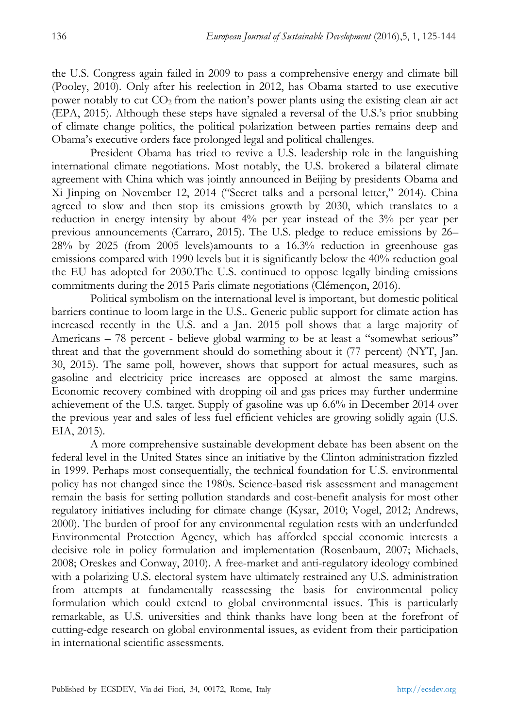the U.S. Congress again failed in 2009 to pass a comprehensive energy and climate bill (Pooley, 2010). Only after his reelection in 2012, has Obama started to use executive power notably to cut $CO_2$ from the nation's power plants using the existing clean air act (EPA, 2015). Although these steps have signaled a reversal of the U.S.'s prior snubbing of climate change politics, the political polarization between parties remains deep and Obama's executive orders face prolonged legal and political challenges.

President Obama has tried to revive a U.S. leadership role in the languishing international climate negotiations. Most notably, the U.S. brokered a bilateral climate agreement with China which was jointly announced in Beijing by presidents Obama and Xi Jinping on November 12, 2014 ("Secret talks and a personal letter," 2014). China agreed to slow and then stop its emissions growth by 2030, which translates to a reduction in energy intensity by about 4% per year instead of the 3% per year per previous announcements (Carraro, 2015). The U.S. pledge to reduce emissions by 26–28% by 2025 (from 2005 levels)amounts to a 16.3% reduction in greenhouse gas emissions compared with 1990 levels but it is significantly below the 40% reduction goal the EU has adopted for 2030.The U.S. continued to oppose legally binding emissions commitments during the 2015 Paris climate negotiations (Clémençon, 2016).

Political symbolism on the international level is important, but domestic political barriers continue to loom large in the U.S.. Generic public support for climate action has increased recently in the U.S. and a Jan. 2015 poll shows that a large majority of Americans – 78 percent - believe global warming to be at least a "somewhat serious" threat and that the government should do something about it (77 percent) (NYT, Jan. 30, 2015). The same poll, however, shows that support for actual measures, such as gasoline and electricity price increases are opposed at almost the same margins. Economic recovery combined with dropping oil and gas prices may further undermine achievement of the U.S. target. Supply of gasoline was up 6.6% in December 2014 over the previous year and sales of less fuel efficient vehicles are growing solidly again (U.S. EIA, 2015).

A more comprehensive sustainable development debate has been absent on the federal level in the United States since an initiative by the Clinton administration fizzled in 1999. Perhaps most consequentially, the technical foundation for U.S. environmental policy has not changed since the 1980s. Science-based risk assessment and management remain the basis for setting pollution standards and cost-benefit analysis for most other regulatory initiatives including for climate change (Kysar, 2010; Vogel, 2012; Andrews, 2000). The burden of proof for any environmental regulation rests with an underfunded Environmental Protection Agency, which has afforded special economic interests a decisive role in policy formulation and implementation (Rosenbaum, 2007; Michaels, 2008; Oreskes and Conway, 2010). A free-market and anti-regulatory ideology combined with a polarizing U.S. electoral system have ultimately restrained any U.S. administration from attempts at fundamentally reassessing the basis for environmental policy formulation which could extend to global environmental issues. This is particularly remarkable, as U.S. universities and think thanks have long been at the forefront of cutting-edge research on global environmental issues, as evident from their participation in international scientific assessments.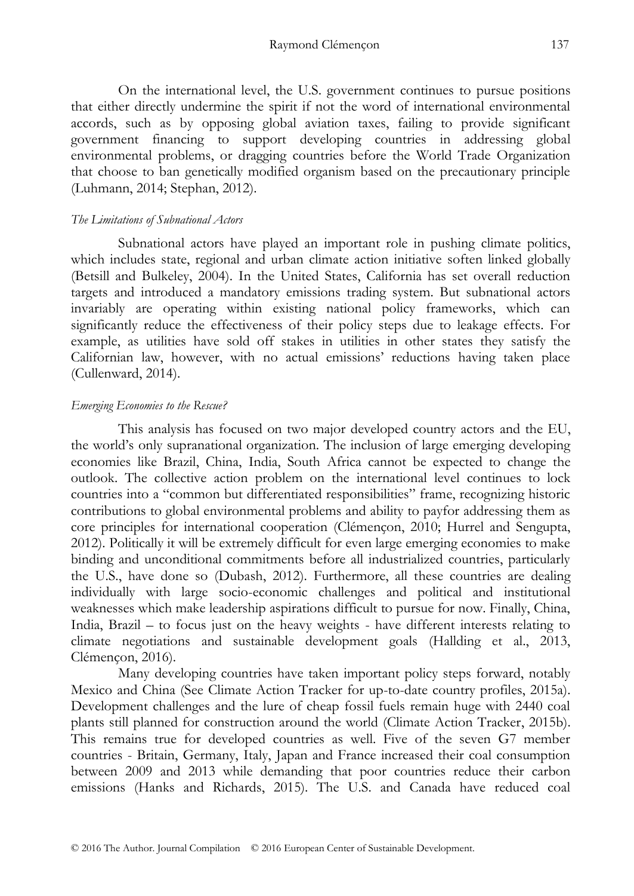On the international level, the U.S. government continues to pursue positions that either directly undermine the spirit if not the word of international environmental accords, such as by opposing global aviation taxes, failing to provide significant government financing to support developing countries in addressing global environmental problems, or dragging countries before the World Trade Organization that choose to ban genetically modified organism based on the precautionary principle (Luhmann, 2014; Stephan, 2012).

### *The Limitations of Subnational Actors*

Subnational actors have played an important role in pushing climate politics, which includes state, regional and urban climate action initiative soften linked globally (Betsill and Bulkeley, 2004). In the United States, California has set overall reduction targets and introduced a mandatory emissions trading system. But subnational actors invariably are operating within existing national policy frameworks, which can significantly reduce the effectiveness of their policy steps due to leakage effects. For example, as utilities have sold off stakes in utilities in other states they satisfy the Californian law, however, with no actual emissions' reductions having taken place (Cullenward, 2014).

### *Emerging Economies to the Rescue?*

This analysis has focused on two major developed country actors and the EU, the world's only supranational organization. The inclusion of large emerging developing economies like Brazil, China, India, South Africa cannot be expected to change the outlook. The collective action problem on the international level continues to lock countries into a "common but differentiated responsibilities" frame, recognizing historic contributions to global environmental problems and ability to payfor addressing them as core principles for international cooperation (Clémençon, 2010; Hurrel and Sengupta, 2012). Politically it will be extremely difficult for even large emerging economies to make binding and unconditional commitments before all industrialized countries, particularly the U.S., have done so (Dubash, 2012). Furthermore, all these countries are dealing individually with large socio-economic challenges and political and institutional weaknesses which make leadership aspirations difficult to pursue for now. Finally, China, India, Brazil – to focus just on the heavy weights - have different interests relating to climate negotiations and sustainable development goals (Hallding et al., 2013, Clémençon, 2016).

Many developing countries have taken important policy steps forward, notably Mexico and China (See Climate Action Tracker for up-to-date country profiles, 2015a). Development challenges and the lure of cheap fossil fuels remain huge with 2440 coal plants still planned for construction around the world (Climate Action Tracker, 2015b). This remains true for developed countries as well. Five of the seven G7 member countries - Britain, Germany, Italy, Japan and France increased their coal consumption between 2009 and 2013 while demanding that poor countries reduce their carbon emissions (Hanks and Richards, 2015). The U.S. and Canada have reduced coal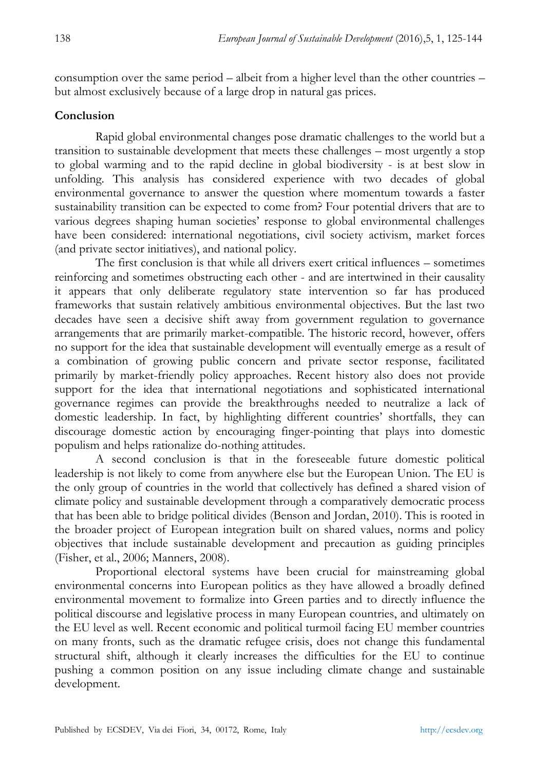consumption over the same period – albeit from a higher level than the other countries – but almost exclusively because of a large drop in natural gas prices.

## Conclusion

Rapid global environmental changes pose dramatic challenges to the world but a transition to sustainable development that meets these challenges – most urgently a stop to global warming and to the rapid decline in global biodiversity - is at best slow in unfolding. This analysis has considered experience with two decades of global environmental governance to answer the question where momentum towards a faster sustainability transition can be expected to come from? Four potential drivers that are to various degrees shaping human societies' response to global environmental challenges have been considered: international negotiations, civil society activism, market forces (and private sector initiatives), and national policy.

The first conclusion is that while all drivers exert critical influences – sometimes reinforcing and sometimes obstructing each other - and are intertwined in their causality it appears that only deliberate regulatory state intervention so far has produced frameworks that sustain relatively ambitious environmental objectives. But the last two decades have seen a decisive shift away from government regulation to governance arrangements that are primarily market-compatible. The historic record, however, offers no support for the idea that sustainable development will eventually emerge as a result of a combination of growing public concern and private sector response, facilitated primarily by market-friendly policy approaches. Recent history also does not provide support for the idea that international negotiations and sophisticated international governance regimes can provide the breakthroughs needed to neutralize a lack of domestic leadership. In fact, by highlighting different countries' shortfalls, they can discourage domestic action by encouraging finger-pointing that plays into domestic populism and helps rationalize do-nothing attitudes.

A second conclusion is that in the foreseeable future domestic political leadership is not likely to come from anywhere else but the European Union. The EU is the only group of countries in the world that collectively has defined a shared vision of climate policy and sustainable development through a comparatively democratic process that has been able to bridge political divides (Benson and Jordan, 2010). This is rooted in the broader project of European integration built on shared values, norms and policy objectives that include sustainable development and precaution as guiding principles (Fisher, et al., 2006; Manners, 2008).

Proportional electoral systems have been crucial for mainstreaming global environmental concerns into European politics as they have allowed a broadly defined environmental movement to formalize into Green parties and to directly influence the political discourse and legislative process in many European countries, and ultimately on the EU level as well. Recent economic and political turmoil facing EU member countries on many fronts, such as the dramatic refugee crisis, does not change this fundamental structural shift, although it clearly increases the difficulties for the EU to continue pushing a common position on any issue including climate change and sustainable development.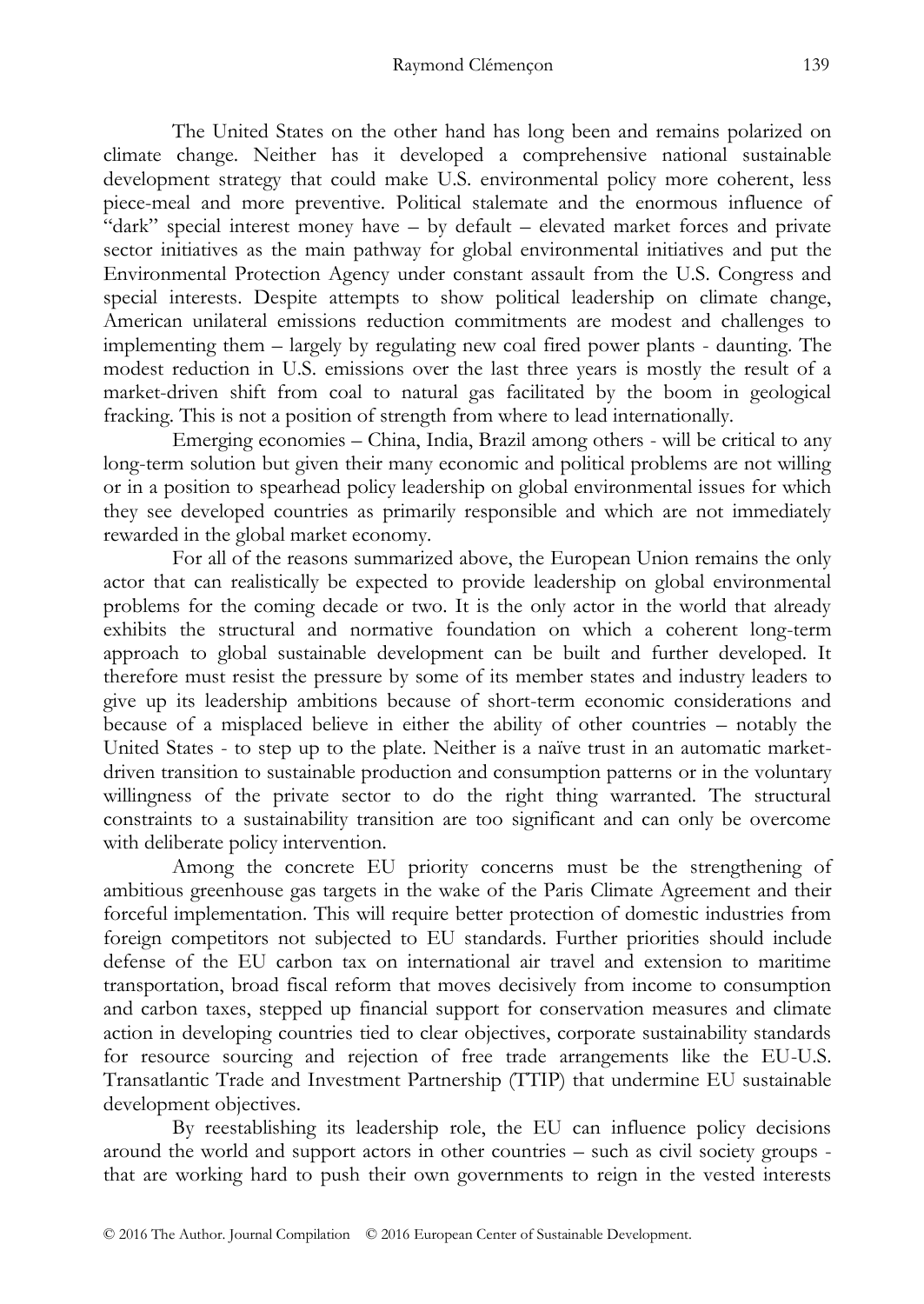The United States on the other hand has long been and remains polarized on climate change. Neither has it developed a comprehensive national sustainable development strategy that could make U.S. environmental policy more coherent, less piece-meal and more preventive. Political stalemate and the enormous influence of "dark" special interest money have – by default – elevated market forces and private sector initiatives as the main pathway for global environmental initiatives and put the Environmental Protection Agency under constant assault from the U.S. Congress and special interests. Despite attempts to show political leadership on climate change, American unilateral emissions reduction commitments are modest and challenges to implementing them – largely by regulating new coal fired power plants - daunting. The modest reduction in U.S. emissions over the last three years is mostly the result of a market-driven shift from coal to natural gas facilitated by the boom in geological fracking. This is not a position of strength from where to lead internationally.

Emerging economies – China, India, Brazil among others - will be critical to any long-term solution but given their many economic and political problems are not willing or in a position to spearhead policy leadership on global environmental issues for which they see developed countries as primarily responsible and which are not immediately rewarded in the global market economy.

For all of the reasons summarized above, the European Union remains the only actor that can realistically be expected to provide leadership on global environmental problems for the coming decade or two. It is the only actor in the world that already exhibits the structural and normative foundation on which a coherent long-term approach to global sustainable development can be built and further developed. It therefore must resist the pressure by some of its member states and industry leaders to give up its leadership ambitions because of short-term economic considerations and because of a misplaced believe in either the ability of other countries – notably the United States - to step up to the plate. Neither is a naïve trust in an automatic market-driven transition to sustainable production and consumption patterns or in the voluntary willingness of the private sector to do the right thing warranted. The structural constraints to a sustainability transition are too significant and can only be overcome with deliberate policy intervention.

Among the concrete EU priority concerns must be the strengthening of ambitious greenhouse gas targets in the wake of the Paris Climate Agreement and their forceful implementation. This will require better protection of domestic industries from foreign competitors not subjected to EU standards. Further priorities should include defense of the EU carbon tax on international air travel and extension to maritime transportation, broad fiscal reform that moves decisively from income to consumption and carbon taxes, stepped up financial support for conservation measures and climate action in developing countries tied to clear objectives, corporate sustainability standards for resource sourcing and rejection of free trade arrangements like the EU-U.S. Transatlantic Trade and Investment Partnership (TTIP) that undermine EU sustainable development objectives.

By reestablishing its leadership role, the EU can influence policy decisions around the world and support actors in other countries – such as civil society groups - that are working hard to push their own governments to reign in the vested interests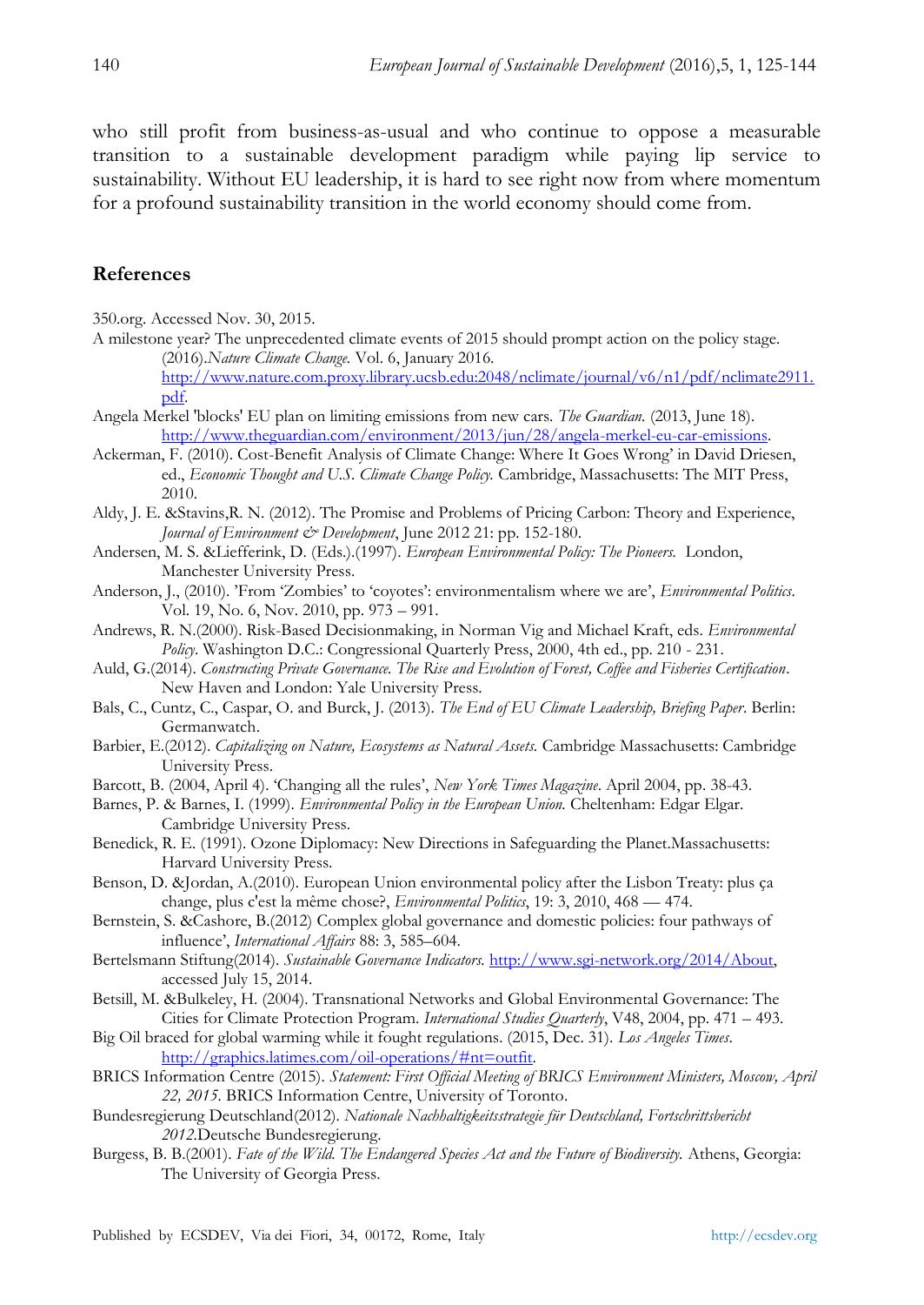who still profit from business-as-usual and who continue to oppose a measurable transition to a sustainable development paradigm while paying lip service to sustainability. Without EU leadership, it is hard to see right now from where momentum for a profound sustainability transition in the world economy should come from.

## References

350.org. Accessed Nov. 30, 2015.

A milestone year? The unprecedented climate events of 2015 should prompt action on the policy stage. (2016).*Nature Climate Change.* Vol. 6, January 2016. http://www.nature.com.proxy.library.ucsb.edu:2048/nclimate/journal/v6/n1/pdf/nclimate2911.pdf.

Angela Merkel 'blocks' EU plan on limiting emissions from new cars. *The Guardian.* (2013, June 18). http://www.theguardian.com/environment/2013/jun/28/angela-merkel-eu-car-emissions.

Ackerman, F. (2010). Cost-Benefit Analysis of Climate Change: Where It Goes Wrong' in David Driesen, ed., *Economic Thought and U.S. Climate Change Policy.* Cambridge, Massachusetts: The MIT Press, 2010.

Aldy, J. E. &Stavins,R. N. (2012). The Promise and Problems of Pricing Carbon: Theory and Experience, *Journal of Environment & Development*, June 2012 21: pp. 152-180.

Andersen, M. S. &Liefferink, D. (Eds.).(1997). *European Environmental Policy: The Pioneers.* London, Manchester University Press.

Anderson, J., (2010). 'From 'Zombies' to 'coyotes': environmentalism where we are', *Environmental Politics*. Vol. 19, No. 6, Nov. 2010, pp. 973 – 991.

Andrews, R. N.(2000). Risk-Based Decisionmaking, in Norman Vig and Michael Kraft, eds. *Environmental Policy.* Washington D.C.: Congressional Quarterly Press, 2000, 4th ed., pp. 210 - 231.

Auld, G.(2014). *Constructing Private Governance. The Rise and Evolution of Forest, Coffee and Fisheries Certification*. New Haven and London: Yale University Press.

Bals, C., Cuntz, C., Caspar, O. and Burck, J. (2013). *The End of EU Climate Leadership, Briefing Paper*. Berlin: Germanwatch.

Barbier, E.(2012). *Capitalizing on Nature, Ecosystems as Natural Assets.* Cambridge Massachusetts: Cambridge University Press.

Barcott, B. (2004, April 4). 'Changing all the rules', *New York Times Magazine*. April 2004, pp. 38-43.

Barnes, P. & Barnes, I. (1999). *Environmental Policy in the European Union.* Cheltenham: Edgar Elgar. Cambridge University Press.

Benedick, R. E. (1991). Ozone Diplomacy: New Directions in Safeguarding the Planet.Massachusetts: Harvard University Press.

Benson, D. &Jordan, A.(2010). European Union environmental policy after the Lisbon Treaty: plus ça change, plus c'est la même chose?, *Environmental Politics*, 19: 3, 2010, 468 — 474.

Bernstein, S. &Cashore, B.(2012) Complex global governance and domestic policies: four pathways of influence', *International Affairs* 88: 3, 585–604.

Bertelsmann Stiftung(2014). *Sustainable Governance Indicators.* http://www.sgi-network.org/2014/About, accessed July 15, 2014.

Betsill, M. &Bulkeley, H. (2004). Transnational Networks and Global Environmental Governance: The Cities for Climate Protection Program. *International Studies Quarterly*, V48, 2004, pp. 471 – 493.

Big Oil braced for global warming while it fought regulations. (2015, Dec. 31). *Los Angeles Times.* http://graphics.latimes.com/oil-operations/#nt=outfit.

BRICS Information Centre (2015). *Statement: First Official Meeting of BRICS Environment Ministers, Moscow, April 22, 2015.* BRICS Information Centre, University of Toronto.

Bundesregierung Deutschland(2012). *Nationale Nachhaltigkeitsstrategie für Deutschland, Fortschrittsbericht 2012.*Deutsche Bundesregierung.

Burgess, B. B.(2001). *Fate of the Wild. The Endangered Species Act and the Future of Biodiversity.* Athens, Georgia: The University of Georgia Press.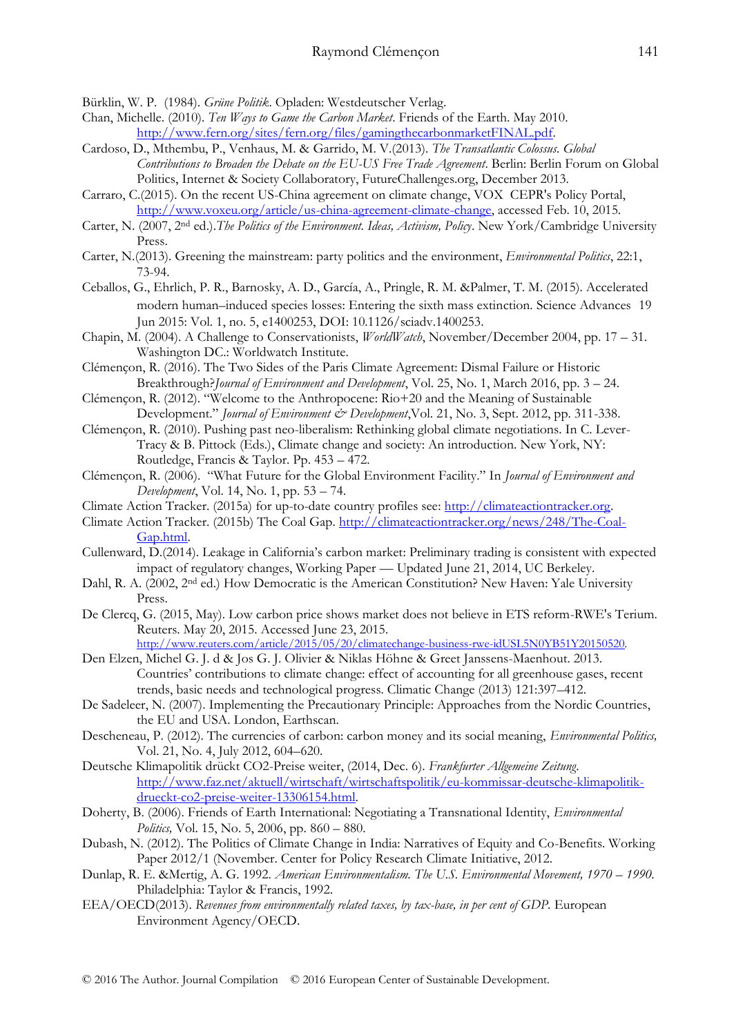Bürklin, W. P. (1984). *Grüne Politik*. Opladen: Westdeutscher Verlag.

Chan, Michelle. (2010). *Ten Ways to Game the Carbon Market*. Friends of the Earth. May 2010. http://www.fern.org/sites/fern.org/files/gamingthecarbonmarketFINAL.pdf.

Cardoso, D., Mthembu, P., Venhaus, M. & Garrido, M. V.(2013). *The Transatlantic Colossus. Global Contributions to Broaden the Debate on the EU-US Free Trade Agreement*. Berlin: Berlin Forum on Global Politics, Internet & Society Collaboratory, FutureChallenges.org, December 2013.

Carraro, C.(2015). On the recent US-China agreement on climate change, VOX CEPR's Policy Portal, http://www.voxeu.org/article/us-china-agreement-climate-change, accessed Feb. 10, 2015.

Carter, N. (2007, 2nd ed.).*The Politics of the Environment. Ideas, Activism, Policy*. New York/Cambridge University Press.

Carter, N.(2013). Greening the mainstream: party politics and the environment, *Environmental Politics*, 22:1, 73-94.

Ceballos, G., Ehrlich, P. R., Barnosky, A. D., García, A., Pringle, R. M. &Palmer, T. M. (2015). Accelerated modern human–induced species losses: Entering the sixth mass extinction. Science Advances 19 Jun 2015: Vol. 1, no. 5, e1400253, DOI: 10.1126/sciadv.1400253.

Chapin, M. (2004). A Challenge to Conservationists, *WorldWatch*, November/December 2004, pp. 17 – 31. Washington DC.: Worldwatch Institute.

Clémençon, R. (2016). The Two Sides of the Paris Climate Agreement: Dismal Failure or Historic Breakthrough?*Journal of Environment and Development*, Vol. 25, No. 1, March 2016, pp. 3 – 24.

Clémençon, R. (2012). "Welcome to the Anthropocene: Rio+20 and the Meaning of Sustainable Development." *Journal of Environment & Development*,Vol. 21, No. 3, Sept. 2012, pp. 311-338.

Clémençon, R. (2010). Pushing past neo-liberalism: Rethinking global climate negotiations. In C. Lever-Tracy & B. Pittock (Eds.), Climate change and society: An introduction. New York, NY: Routledge, Francis & Taylor. Pp. 453 – 472.

Clémençon, R. (2006). "What Future for the Global Environment Facility." In *Journal of Environment and Development*, Vol. 14, No. 1, pp. 53 – 74.

Climate Action Tracker. (2015a) for up-to-date country profiles see: http://climateactiontracker.org.

Climate Action Tracker. (2015b) The Coal Gap. http://climateactiontracker.org/news/248/The-Coal-Gap.html.

Cullenward, D.(2014). Leakage in California's carbon market: Preliminary trading is consistent with expected impact of regulatory changes, Working Paper — Updated June 21, 2014, UC Berkeley.

Dahl, R. A. (2002, 2nd ed.) How Democratic is the American Constitution? New Haven: Yale University Press.

De Clercq, G. (2015, May). Low carbon price shows market does not believe in ETS reform-RWE's Terium. Reuters. May 20, 2015. Accessed June 23, 2015. http://www.reuters.com/article/2015/05/20/climatechange-business-rwe-idUSL5N0YB51Y20150520.

Den Elzen, Michel G. J. d & Jos G. J. Olivier & Niklas Höhne & Greet Janssens-Maenhout. 2013. Countries' contributions to climate change: effect of accounting for all greenhouse gases, recent trends, basic needs and technological progress. Climatic Change (2013) 121:397–412.

De Sadeleer, N. (2007). Implementing the Precautionary Principle: Approaches from the Nordic Countries, the EU and USA. London, Earthscan.

Descheneau, P. (2012). The currencies of carbon: carbon money and its social meaning, *Environmental Politics,* Vol. 21, No. 4, July 2012, 604–620.

Deutsche Klimapolitik drückt CO2-Preise weiter, (2014, Dec. 6). *Frankfurter Allgemeine Zeitung*. http://www.faz.net/aktuell/wirtschaft/wirtschaftspolitik/eu-kommissar-deutsche-klimapolitik-drueckt-co2-preise-weiter-13306154.html.

Doherty, B. (2006). Friends of Earth International: Negotiating a Transnational Identity, *Environmental Politics,* Vol. 15, No. 5, 2006, pp. 860 – 880.

Dubash, N. (2012). The Politics of Climate Change in India: Narratives of Equity and Co-Benefits. Working Paper 2012/1 (November. Center for Policy Research Climate Initiative, 2012.

Dunlap, R. E. &Mertig, A. G. 1992. *American Environmentalism. The U.S. Environmental Movement, 1970 – 1990.* Philadelphia: Taylor & Francis, 1992.

EEA/OECD(2013). *Revenues from environmentally related taxes, by tax-base, in per cent of GDP.* European Environment Agency/OECD.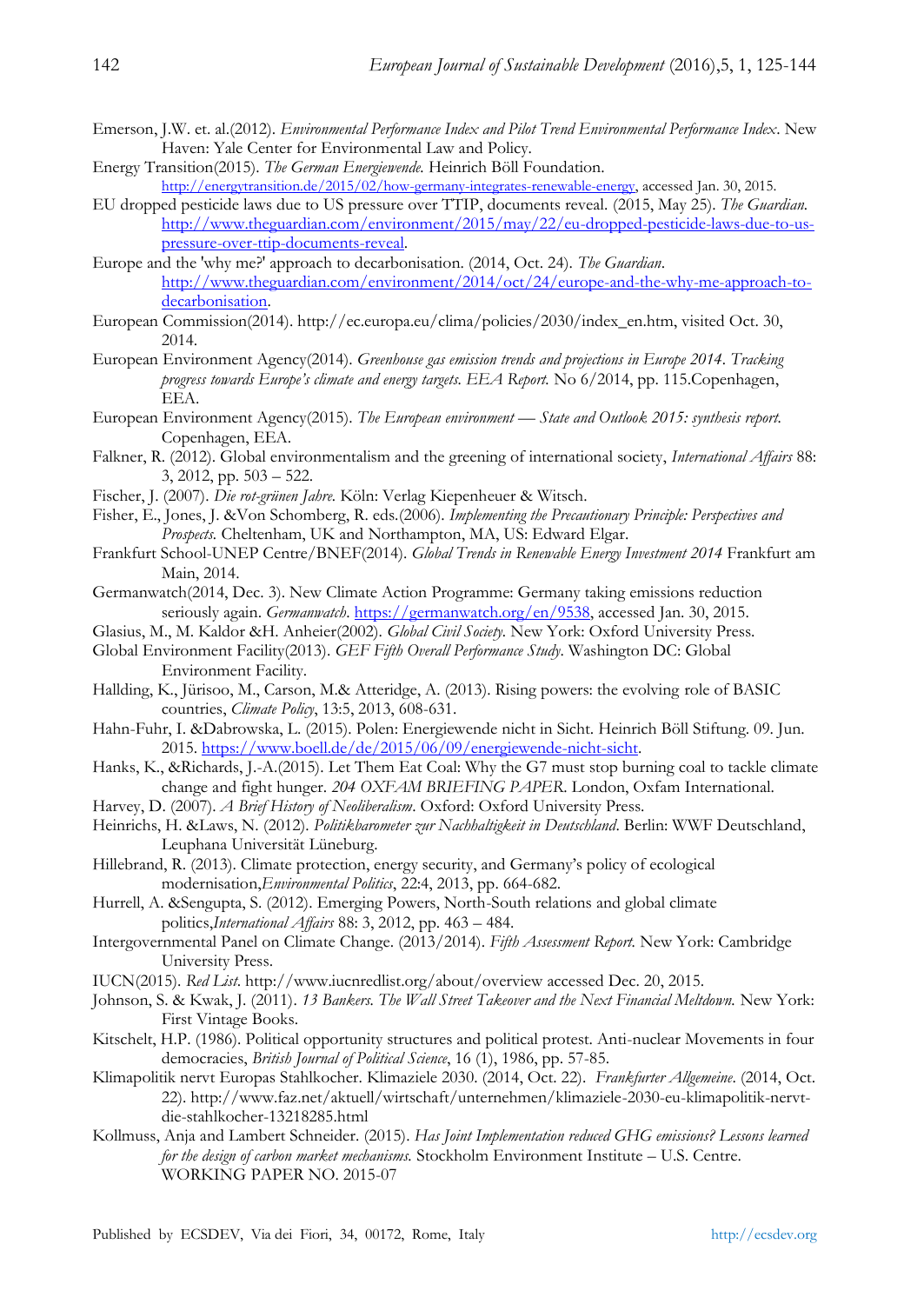Emerson, J.W. et. al.(2012). *Environmental Performance Index and Pilot Trend Environmental Performance Index*. New Haven: Yale Center for Environmental Law and Policy.

Energy Transition(2015). *The German Energiewende*. Heinrich Böll Foundation. http://energytransition.de/2015/02/how-germany-integrates-renewable-energy, accessed Jan. 30, 2015.

EU dropped pesticide laws due to US pressure over TTIP, documents reveal. (2015, May 25). *The Guardian*. http://www.theguardian.com/environment/2015/may/22/eu-dropped-pesticide-laws-due-to-us-pressure-over-ttip-documents-reveal.

Europe and the 'why me?' approach to decarbonisation. (2014, Oct. 24). *The Guardian*. http://www.theguardian.com/environment/2014/oct/24/europe-and-the-why-me-approach-to-decarbonisation.

European Commission(2014). http://ec.europa.eu/clima/policies/2030/index_en.htm, visited Oct. 30, 2014.

European Environment Agency(2014). *Greenhouse gas emission trends and projections in Europe 2014. Tracking progress towards Europe's climate and energy targets. EEA Report.* No 6/2014, pp. 115.Copenhagen, EEA.

European Environment Agency(2015). *The European environment — State and Outlook 2015: synthesis report.* Copenhagen, EEA.

Falkner, R. (2012). Global environmentalism and the greening of international society, *International Affairs* 88: 3, 2012, pp. 503 – 522.

Fischer, J. (2007). *Die rot-grünen Jahre.* Köln: Verlag Kiepenheuer & Witsch.

Fisher, E., Jones, J. &Von Schomberg, R. eds.(2006). *Implementing the Precautionary Principle: Perspectives and Prospects.* Cheltenham, UK and Northampton, MA, US: Edward Elgar.

Frankfurt School-UNEP Centre/BNEF(2014). *Global Trends in Renewable Energy Investment 2014* Frankfurt am Main, 2014.

Germanwatch(2014, Dec. 3). New Climate Action Programme: Germany taking emissions reduction seriously again. *Germanwatch*. https://germanwatch.org/en/9538, accessed Jan. 30, 2015.

Glasius, M., M. Kaldor &H. Anheier(2002). *Global Civil Society.* New York: Oxford University Press.

Global Environment Facility(2013). *GEF Fifth Overall Performance Study.* Washington DC: Global Environment Facility.

Hallding, K., Jürisoo, M., Carson, M.& Atteridge, A. (2013). Rising powers: the evolving role of BASIC countries, *Climate Policy*, 13:5, 2013, 608-631.

Hahn-Fuhr, I. &Dabrowska, L. (2015). Polen: Energiewende nicht in Sicht. Heinrich Böll Stiftung. 09. Jun. 2015. https://www.boell.de/de/2015/06/09/energiewende-nicht-sicht.

Hanks, K., &Richards, J.-A.(2015). Let Them Eat Coal: Why the G7 must stop burning coal to tackle climate change and fight hunger. *204 OXFAM BRIEFING PAPER.* London, Oxfam International.

Harvey, D. (2007). *A Brief History of Neoliberalism*. Oxford: Oxford University Press.

Heinrichs, H. &Laws, N. (2012). *Politikbarometer zur Nachhaltigkeit in Deutschland*. Berlin: WWF Deutschland, Leuphana Universität Lüneburg.

Hillebrand, R. (2013). Climate protection, energy security, and Germany's policy of ecological modernisation,*Environmental Politics*, 22:4, 2013, pp. 664-682.

Hurrell, A. &Sengupta, S. (2012). Emerging Powers, North-South relations and global climate politics,*International Affairs* 88: 3, 2012, pp. 463 – 484.

Intergovernmental Panel on Climate Change. (2013/2014). *Fifth Assessment Report.* New York: Cambridge University Press.

IUCN(2015). *Red List*. http://www.iucnredlist.org/about/overview accessed Dec. 20, 2015.

Johnson, S. & Kwak, J. (2011). *13 Bankers. The Wall Street Takeover and the Next Financial Meltdown.* New York: First Vintage Books.

Kitschelt, H.P. (1986). Political opportunity structures and political protest. Anti-nuclear Movements in four democracies, *British Journal of Political Science*, 16 (1), 1986, pp. 57-85.

Klimapolitik nervt Europas Stahlkocher. Klimaziele 2030. (2014, Oct. 22). *Frankfurter Allgemeine*. (2014, Oct. 22). http://www.faz.net/aktuell/wirtschaft/unternehmen/klimaziele-2030-eu-klimapolitik-nervt-die-stahlkocher-13218285.html

Kollmuss, Anja and Lambert Schneider. (2015). *Has Joint Implementation reduced GHG emissions? Lessons learned for the design of carbon market mechanisms.* Stockholm Environment Institute – U.S. Centre. WORKING PAPER NO. 2015-07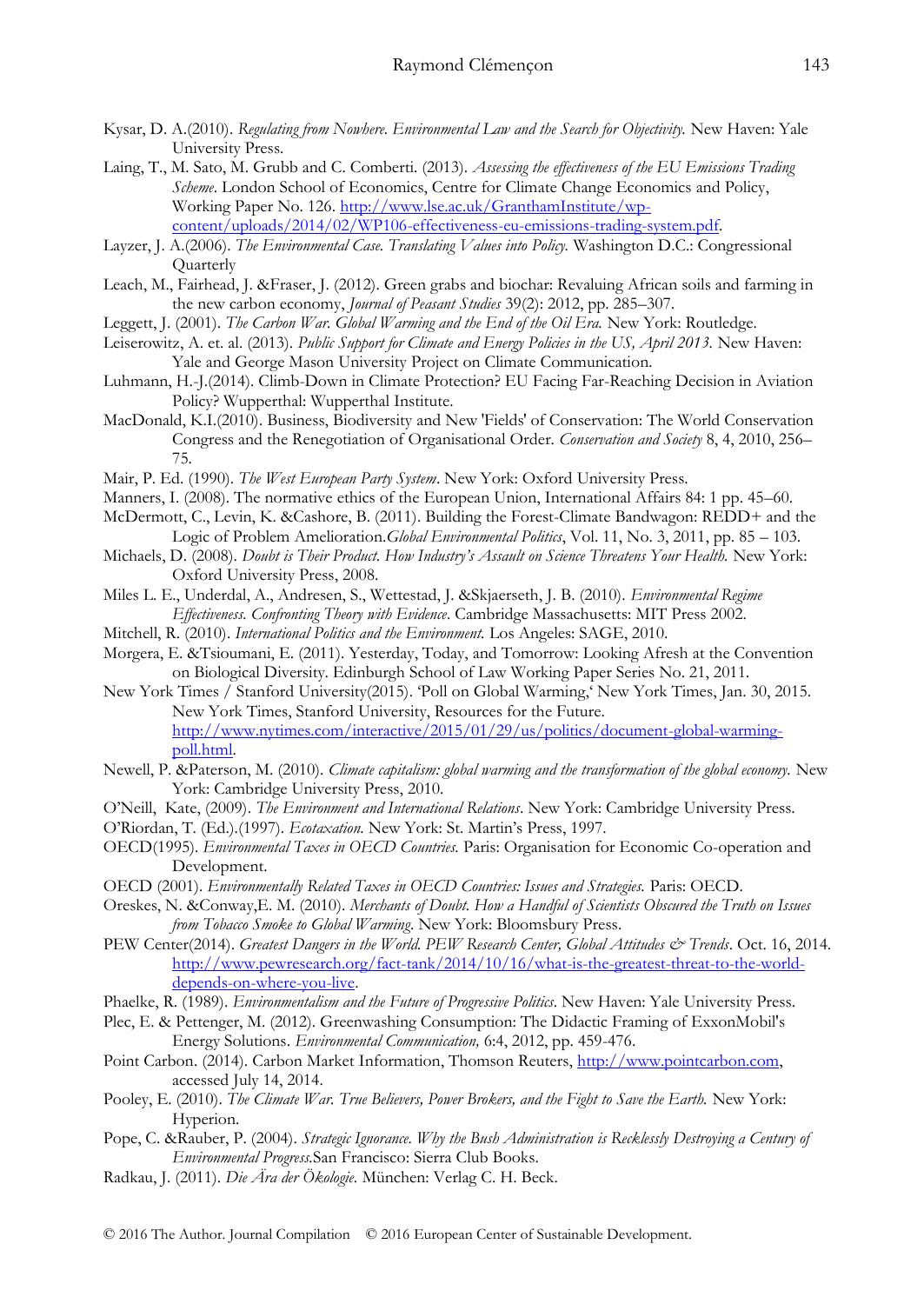Kysar, D. A.(2010). *Regulating from Nowhere. Environmental Law and the Search for Objectivity.* New Haven: Yale University Press.

Laing, T., M. Sato, M. Grubb and C. Comberti. (2013). *Assessing the effectiveness of the EU Emissions Trading Scheme*. London School of Economics, Centre for Climate Change Economics and Policy, Working Paper No. 126. http://www.lse.ac.uk/GranthamInstitute/wp-content/uploads/2014/02/WP106-effectiveness-eu-emissions-trading-system.pdf.

Layzer, J. A.(2006). *The Environmental Case. Translating Values into Policy.* Washington D.C.: Congressional Quarterly

Leach, M., Fairhead, J. &Fraser, J. (2012). Green grabs and biochar: Revaluing African soils and farming in the new carbon economy, *Journal of Peasant Studies* 39(2): 2012, pp. 285–307.

Leggett, J. (2001). *The Carbon War. Global Warming and the End of the Oil Era.* New York: Routledge.

Leiserowitz, A. et. al. (2013). *Public Support for Climate and Energy Policies in the US, April 2013.* New Haven: Yale and George Mason University Project on Climate Communication.

Luhmann, H.-J.(2014). Climb-Down in Climate Protection? EU Facing Far-Reaching Decision in Aviation Policy? Wupperthal: Wupperthal Institute.

MacDonald, K.I.(2010). Business, Biodiversity and New 'Fields' of Conservation: The World Conservation Congress and the Renegotiation of Organisational Order. *Conservation and Society* 8, 4, 2010, 256–75.

Mair, P. Ed. (1990). *The West European Party System*. New York: Oxford University Press.

Manners, I. (2008). The normative ethics of the European Union, International Affairs 84: 1 pp. 45–60.

McDermott, C., Levin, K. &Cashore, B. (2011). Building the Forest-Climate Bandwagon: REDD+ and the Logic of Problem Amelioration.*Global Environmental Politics*, Vol. 11, No. 3, 2011, pp. 85 – 103.

Michaels, D. (2008). *Doubt is Their Product. How Industry's Assault on Science Threatens Your Health.* New York: Oxford University Press, 2008.

Miles L. E., Underdal, A., Andresen, S., Wettestad, J. &Skjaerseth, J. B. (2010). *Environmental Regime Effectiveness. Confronting Theory with Evidence*. Cambridge Massachusetts: MIT Press 2002.

Mitchell, R. (2010). *International Politics and the Environment.* Los Angeles: SAGE, 2010.

Morgera, E. &Tsioumani, E. (2011). Yesterday, Today, and Tomorrow: Looking Afresh at the Convention on Biological Diversity. Edinburgh School of Law Working Paper Series No. 21, 2011.

New York Times / Stanford University(2015). 'Poll on Global Warming,' New York Times, Jan. 30, 2015. New York Times, Stanford University, Resources for the Future. http://www.nytimes.com/interactive/2015/01/29/us/politics/document-global-warming-poll.html.

Newell, P. &Paterson, M. (2010). *Climate capitalism: global warming and the transformation of the global economy.* New York: Cambridge University Press, 2010.

O'Neill, Kate, (2009). *The Environment and International Relations*. New York: Cambridge University Press.

O'Riordan, T. (Ed.).(1997). *Ecotaxation.* New York: St. Martin's Press, 1997.

OECD(1995). *Environmental Taxes in OECD Countries.* Paris: Organisation for Economic Co-operation and Development.

OECD (2001). *Environmentally Related Taxes in OECD Countries: Issues and Strategies.* Paris: OECD.

Oreskes, N. &Conway,E. M. (2010). *Merchants of Doubt. How a Handful of Scientists Obscured the Truth on Issues from Tobacco Smoke to Global Warming*. New York: Bloomsbury Press.

PEW Center(2014). *Greatest Dangers in the World. PEW Research Center, Global Attitudes & Trends*. Oct. 16, 2014. http://www.pewresearch.org/fact-tank/2014/10/16/what-is-the-greatest-threat-to-the-world-depends-on-where-you-live.

Phaelke, R. (1989). *Environmentalism and the Future of Progressive Politics*. New Haven: Yale University Press.

Plec, E. & Pettenger, M. (2012). Greenwashing Consumption: The Didactic Framing of ExxonMobil's Energy Solutions. *Environmental Communication,* 6:4, 2012, pp. 459-476.

Point Carbon. (2014). Carbon Market Information, Thomson Reuters, http://www.pointcarbon.com, accessed July 14, 2014.

Pooley, E. (2010). *The Climate War. True Believers, Power Brokers, and the Fight to Save the Earth.* New York: Hyperion.

Pope, C. &Rauber, P. (2004). *Strategic Ignorance. Why the Bush Administration is Recklessly Destroying a Century of Environmental Progress.*San Francisco: Sierra Club Books.

Radkau, J. (2011). *Die Ära der Ökologie.* München: Verlag C. H. Beck.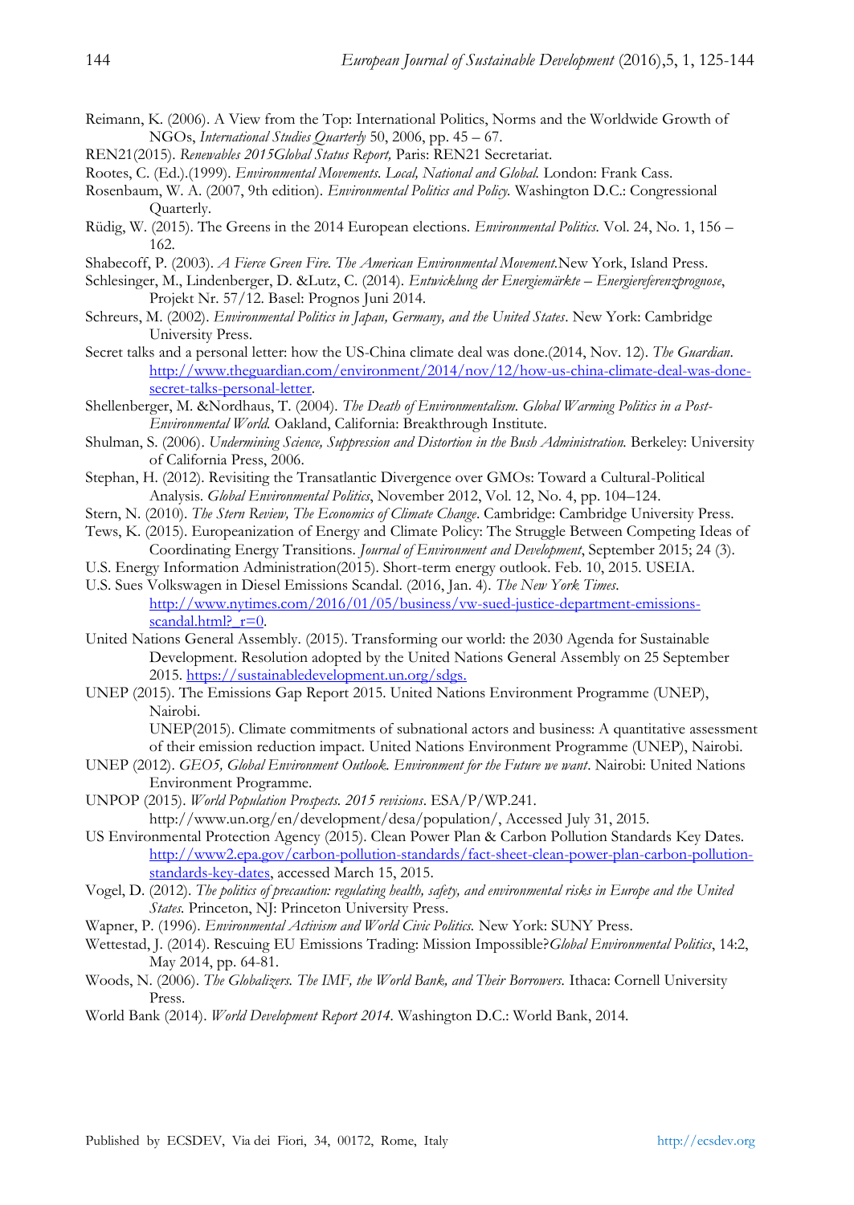Reimann, K. (2006). A View from the Top: International Politics, Norms and the Worldwide Growth of NGOs, *International Studies Quarterly* 50, 2006, pp. 45 – 67.

REN21(2015). *Renewables 2015Global Status Report,* Paris: REN21 Secretariat.

Rootes, C. (Ed.).(1999). *Environmental Movements. Local, National and Global.* London: Frank Cass.

Rosenbaum, W. A. (2007, 9th edition). *Environmental Politics and Policy.* Washington D.C.: Congressional Quarterly.

Rüdig, W. (2015). The Greens in the 2014 European elections. *Environmental Politics.* Vol. 24, No. 1, 156 – 162.

Shabecoff, P. (2003). *A Fierce Green Fire. The American Environmental Movement.*New York, Island Press.

Schlesinger, M., Lindenberger, D. &Lutz, C. (2014). *Entwicklung der Energiemärkte – Energiereferenzprognose*, Projekt Nr. 57/12. Basel: Prognos Juni 2014.

Schreurs, M. (2002). *Environmental Politics in Japan, Germany, and the United States*. New York: Cambridge University Press.

Secret talks and a personal letter: how the US-China climate deal was done.(2014, Nov. 12). *The Guardian*. http://www.theguardian.com/environment/2014/nov/12/how-us-china-climate-deal-was-done-secret-talks-personal-letter.

Shellenberger, M. &Nordhaus, T. (2004). *The Death of Environmentalism. Global Warming Politics in a Post-Environmental World.* Oakland, California: Breakthrough Institute.

Shulman, S. (2006). *Undermining Science, Suppression and Distortion in the Bush Administration.* Berkeley: University of California Press, 2006.

Stephan, H. (2012). Revisiting the Transatlantic Divergence over GMOs: Toward a Cultural-Political Analysis. *Global Environmental Politics*, November 2012, Vol. 12, No. 4, pp. 104–124.

Stern, N. (2010). *The Stern Review, The Economics of Climate Change*. Cambridge: Cambridge University Press.

Tews, K. (2015). Europeanization of Energy and Climate Policy: The Struggle Between Competing Ideas of Coordinating Energy Transitions. *Journal of Environment and Development*, September 2015; 24 (3).

U.S. Energy Information Administration(2015). Short-term energy outlook. Feb. 10, 2015. USEIA.

U.S. Sues Volkswagen in Diesel Emissions Scandal. (2016, Jan. 4). *The New York Times*. http://www.nytimes.com/2016/01/05/business/vw-sued-justice-department-emissions-scandal.html?_r=0.

United Nations General Assembly. (2015). Transforming our world: the 2030 Agenda for Sustainable Development. Resolution adopted by the United Nations General Assembly on 25 September 2015. https://sustainabledevelopment.un.org/sdgs.

UNEP (2015). The Emissions Gap Report 2015. United Nations Environment Programme (UNEP), Nairobi.

UNEP(2015). Climate commitments of subnational actors and business: A quantitative assessment of their emission reduction impact. United Nations Environment Programme (UNEP), Nairobi.

UNEP (2012). *GEO5, Global Environment Outlook. Environment for the Future we want*. Nairobi: United Nations Environment Programme.

UNPOP (2015). *World Population Prospects. 2015 revisions*. ESA/P/WP.241. http://www.un.org/en/development/desa/population/, Accessed July 31, 2015.

US Environmental Protection Agency (2015). Clean Power Plan & Carbon Pollution Standards Key Dates. http://www2.epa.gov/carbon-pollution-standards/fact-sheet-clean-power-plan-carbon-pollution-standards-key-dates, accessed March 15, 2015.

Vogel, D. (2012). *The politics of precaution: regulating health, safety, and environmental risks in Europe and the United States.* Princeton, NJ: Princeton University Press.

Wapner, P. (1996). *Environmental Activism and World Civic Politics.* New York: SUNY Press.

Wettestad, J. (2014). Rescuing EU Emissions Trading: Mission Impossible?*Global Environmental Politics*, 14:2, May 2014, pp. 64-81.

Woods, N. (2006). *The Globalizers. The IMF, the World Bank, and Their Borrowers.* Ithaca: Cornell University Press.

World Bank (2014). *World Development Report 2014*. Washington D.C.: World Bank, 2014.